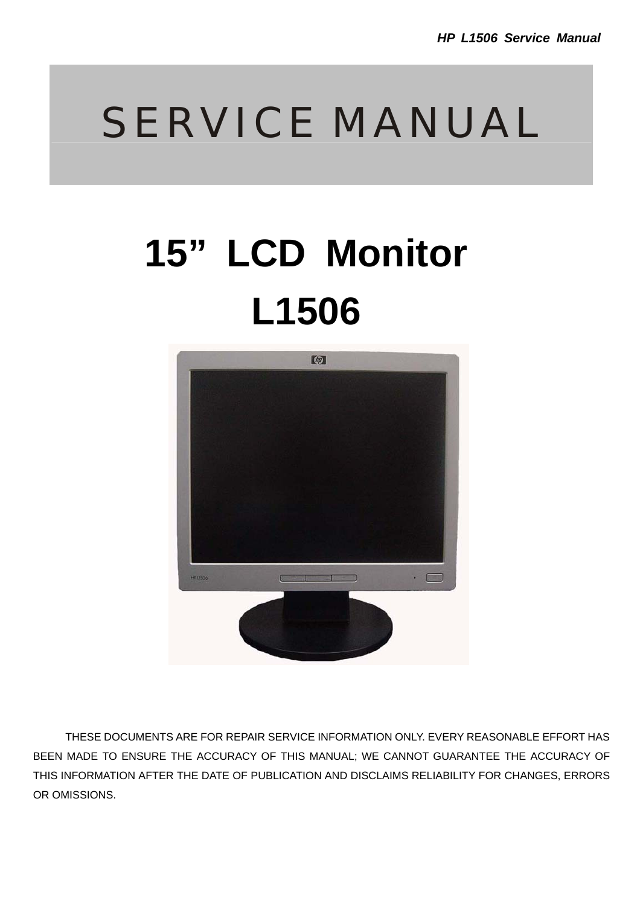# SERVICE MANUAL

# 15" LCD Monitor

# L1506

THESE DOCUMENTS ARE FOR REPAIR SERVICE INFORMATION ONLY. EVERY REASONABLE EFFORT HAS BEEN MADE TO ENSURE THE ACCURACY OF THIS MANUAL; WE CANNOT GUARANTEE THE ACCURACY OF THIS INFORMATION AFTER THE DATE OF PUBLICATION AND DISCLAIMS RELIABILITY FOR CHANGES, ERRORS OR OMISSIONS.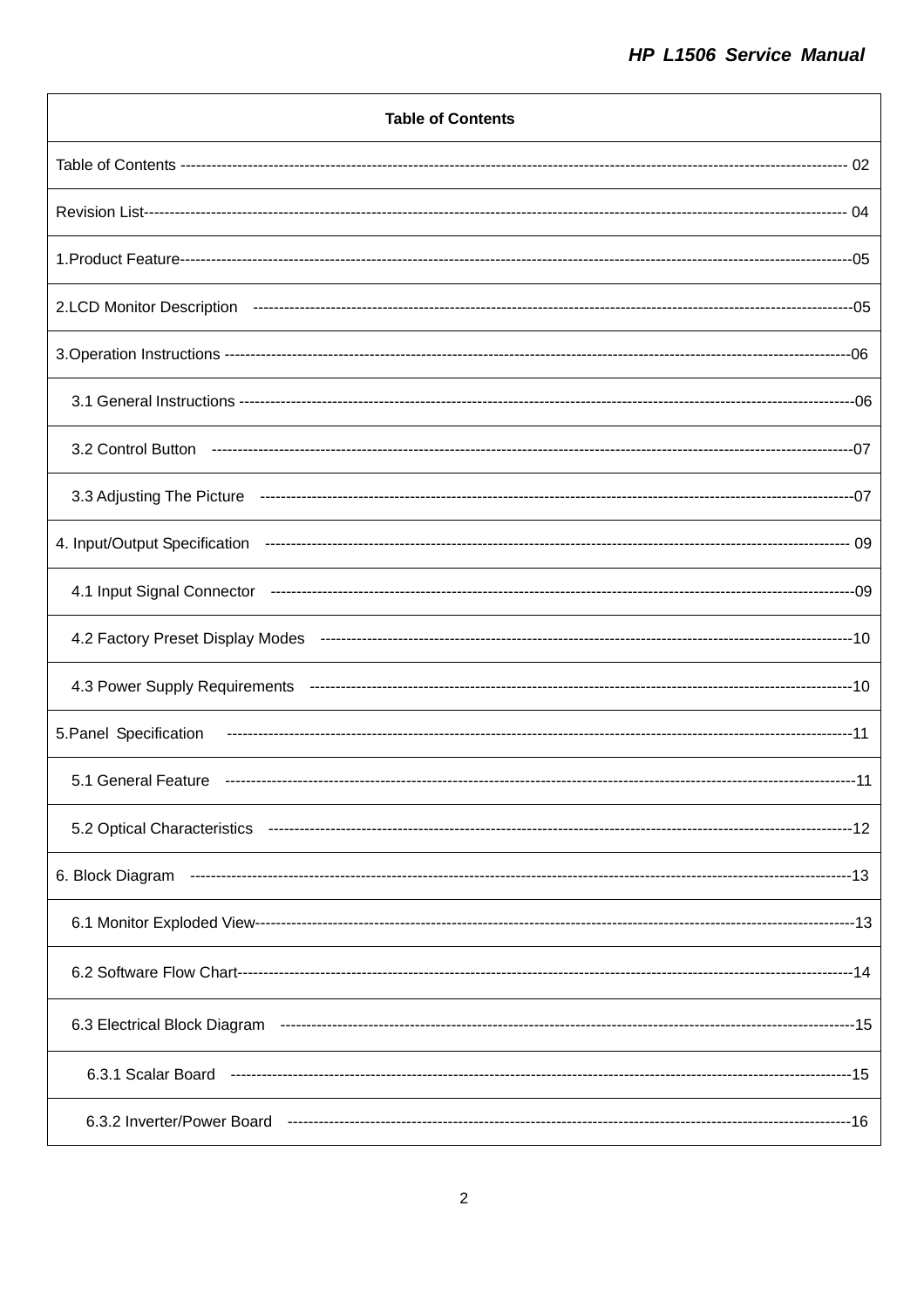| Table of Contents |
|---|
| Table of Contents ---------------------------------------------------------------------------------------------------------------------------- 02 |
| Revision List------------------------------------------------------------------------------------------------------------------------------------ 04 |
| 1.Product Feature------------------------------------------------------------------------------------------------------------------------------05 |
| 2.LCD Monitor Description -----------------------------------------------------------------------------------------------------------------05 |
| 3.Operation Instructions ------------------------------------------------------------------------------------------------------------------------06 |
| 3.1 General Instructions -------------------------------------------------------------------------------------------------------------------06 |
| 3.2 Control Button ---------------------------------------------------------------------------------------------------------------------------07 |
| 3.3 Adjusting The Picture ------------------------------------------------------------------------------------------------------------------07 |
| 4. Input/Output Specification ------------------------------------------------------------------------------------------------------------- 09 |
| 4.1 Input Signal Connector ----------------------------------------------------------------------------------------------------------------09 |
| 4.2 Factory Preset Display Modes ----------------------------------------------------------------------------------------------------10 |
| 4.3 Power Supply Requirements ------------------------------------------------------------------------------------------------------10 |
| 5.Panel Specification --------------------------------------------------------------------------------------------------------------------11 |
| 5.1 General Feature -------------------------------------------------------------------------------------------------------------------------11 |
| 5.2 Optical Characteristics -----------------------------------------------------------------------------------------------------------------12 |
| 6. Block Diagram -------------------------------------------------------------------------------------------------------------------------------13 |
| 6.1 Monitor Exploded View---------------------------------------------------------------------------------------------------------------------13 |
| 6.2 Software Flow Chart------------------------------------------------------------------------------------------------------------------------14 |
| 6.3 Electrical Block Diagram --------------------------------------------------------------------------------------------------------------15 |
| 6.3.1 Scalar Board ------------------------------------------------------------------------------------------------------------------------15 |
| 6.3.2 Inverter/Power Board --------------------------------------------------------------------------------------------------------------16 |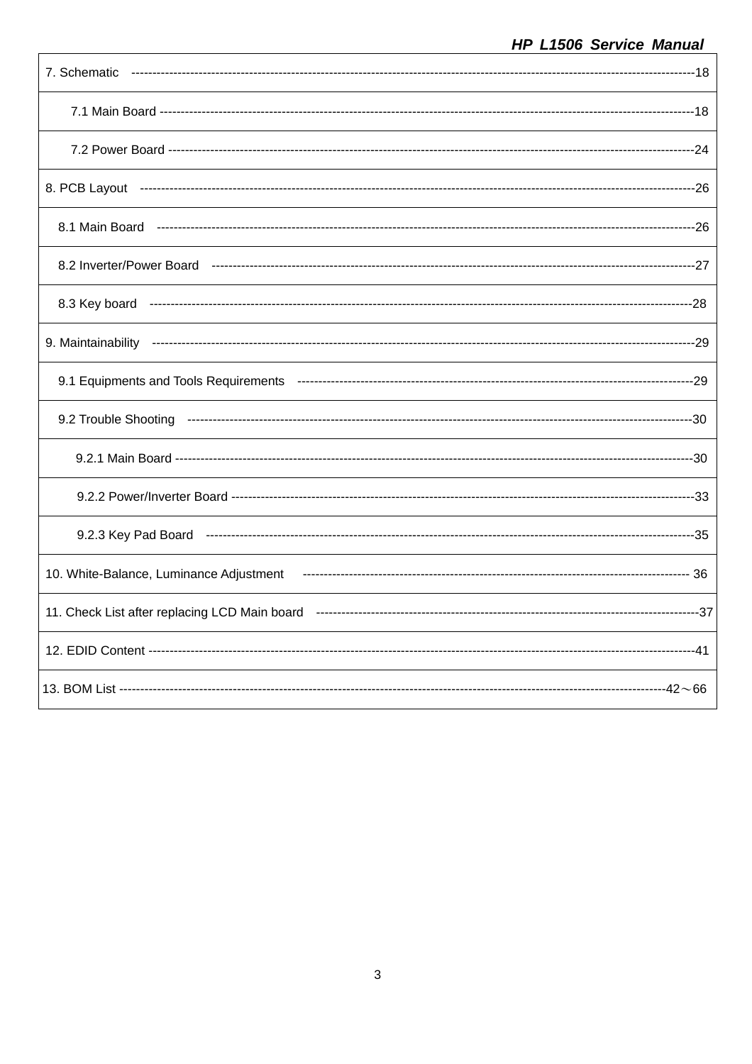| | |
|---|---|
| 7. Schematic | 18 |
| 7.1 Main Board | 18 |
| 7.2 Power Board | 24 |
| 8. PCB Layout | 26 |
| 8.1 Main Board | 26 |
| 8.2 Inverter/Power Board | 27 |
| 8.3 Key board | 28 |
| 9. Maintainability | 29 |
| 9.1 Equipments and Tools Requirements | 29 |
| 9.2 Trouble Shooting | 30 |
| 9.2.1 Main Board | 30 |
| 9.2.2 Power/Inverter Board | 33 |
| 9.2.3 Key Pad Board | 35 |
| 10. White-Balance, Luminance Adjustment | 36 |
| 11. Check List after replacing LCD Main board | 37 |
| 12. EDID Content | 41 |
| 13. BOM List | 42～66 |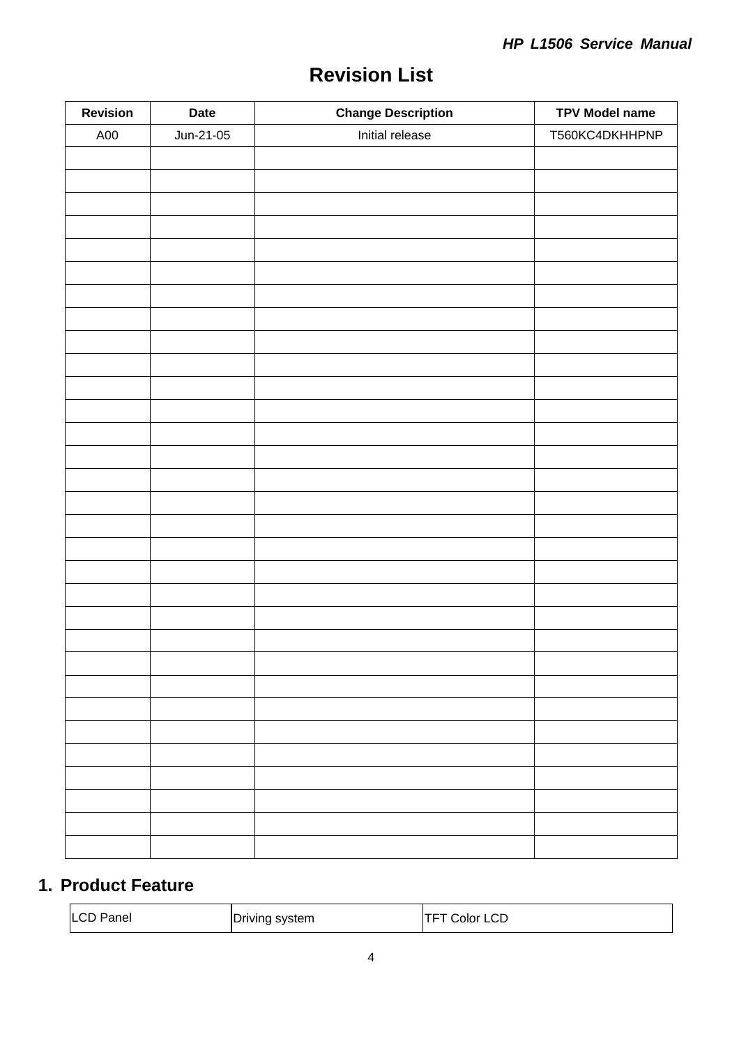# Revision List

| Revision | Date | Change Description | TPV Model name |
|---|---|---|---|
| A00 | Jun-21-05 | Initial release | T560KC4DKHHPNP |
| | | | |
| | | | |
| | | | |
| | | | |
| | | | |
| | | | |
| | | | |
| | | | |
| | | | |
| | | | |
| | | | |
| | | | |
| | | | |
| | | | |
| | | | |
| | | | |
| | | | |
| | | | |
| | | | |
| | | | |
| | | | |
| | | | |
| | | | |
| | | | |
| | | | |
| | | | |
| | | | |
| | | | |
| | | | |
| | | | |
| | | | |

## 1. Product Feature

| LCD Panel | Driving system | TFT Color LCD |
|---|---|---|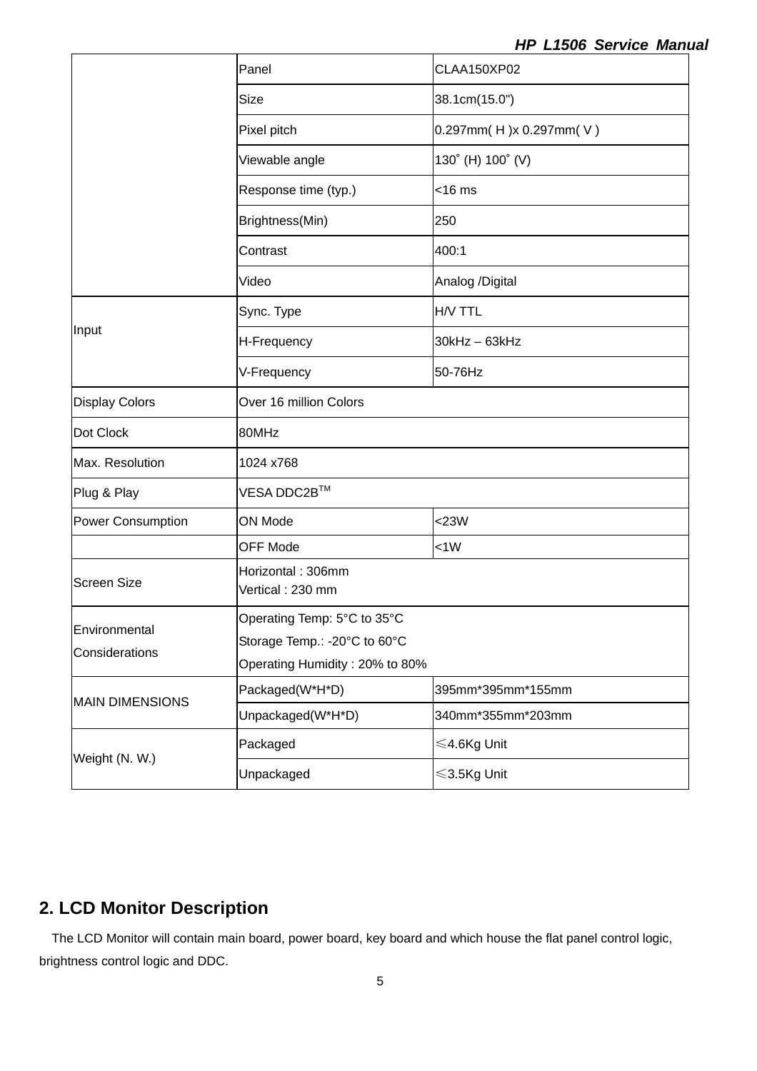| | | |
|---|---|---|
| | Panel | CLAA150XP02 |
| | Size | 38.1cm(15.0") |
| | Pixel pitch | 0.297mm( H )x 0.297mm( V ) |
| | Viewable angle | 130˚ (H) 100˚ (V) |
| | Response time (typ.) | <16 ms |
| | Brightness(Min) | 250 |
| | Contrast | 400:1 |
| | Video | Analog /Digital |
| Input | Sync. Type | H/V TTL |
| | H-Frequency | 30kHz – 63kHz |
| | V-Frequency | 50-76Hz |
| Display Colors | Over 16 million Colors | |
| Dot Clock | 80MHz | |
| Max. Resolution | 1024 x768 | |
| Plug & Play | VESA DDC2B™ | |
| Power Consumption | ON Mode | <23W |
| | OFF Mode | <1W |
| Screen Size | Horizontal : 306mm<br>Vertical : 230 mm | |
| Environmental Considerations | Operating Temp: 5°C to 35°C<br>Storage Temp.: -20°C to 60°C<br>Operating Humidity : 20% to 80% | |
| MAIN DIMENSIONS | Packaged(W*H*D) | 395mm*395mm*155mm |
| | Unpackaged(W*H*D) | 340mm*355mm*203mm |
| Weight (N. W.) | Packaged | ≤4.6Kg Unit |
| | Unpackaged | ≤3.5Kg Unit |

## 2. LCD Monitor Description

The LCD Monitor will contain main board, power board, key board and which house the flat panel control logic, brightness control logic and DDC.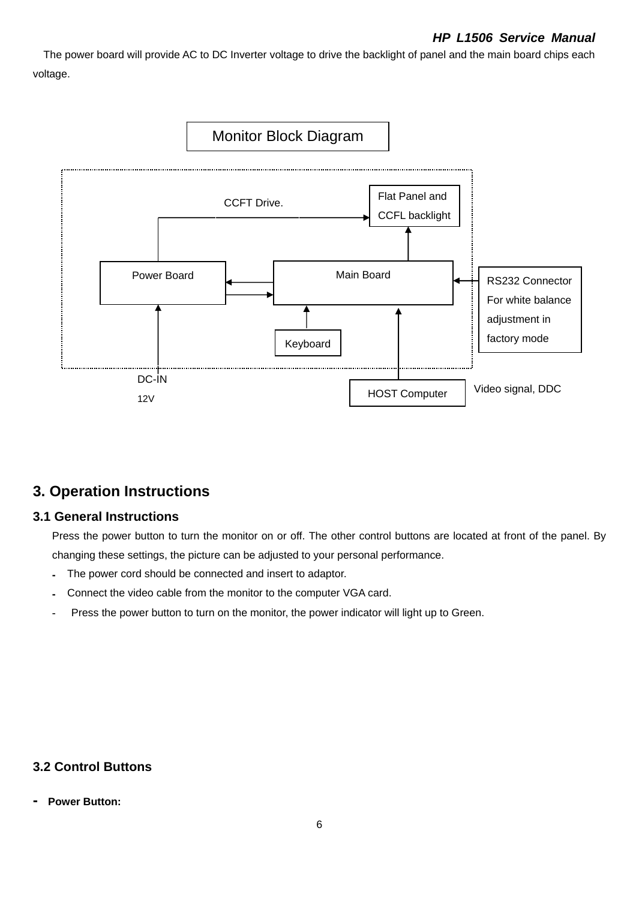The power board will provide AC to DC Inverter voltage to drive the backlight of panel and the main board chips each voltage.

Monitor Block Diagram

CCFT Drive.

Flat Panel and CCFL backlight

Power Board

Main Board

RS232 Connector For white balance adjustment in factory mode

Keyboard

DC-IN 12V

HOST Computer

Video signal, DDC

# 3. Operation Instructions

## 3.1 General Instructions

Press the power button to turn the monitor on or off. The other control buttons are located at front of the panel. By changing these settings, the picture can be adjusted to your personal performance.

- The power cord should be connected and insert to adaptor.
- Connect the video cable from the monitor to the computer VGA card.
- Press the power button to turn on the monitor, the power indicator will light up to Green.

## 3.2 Control Buttons

- **Power Button:**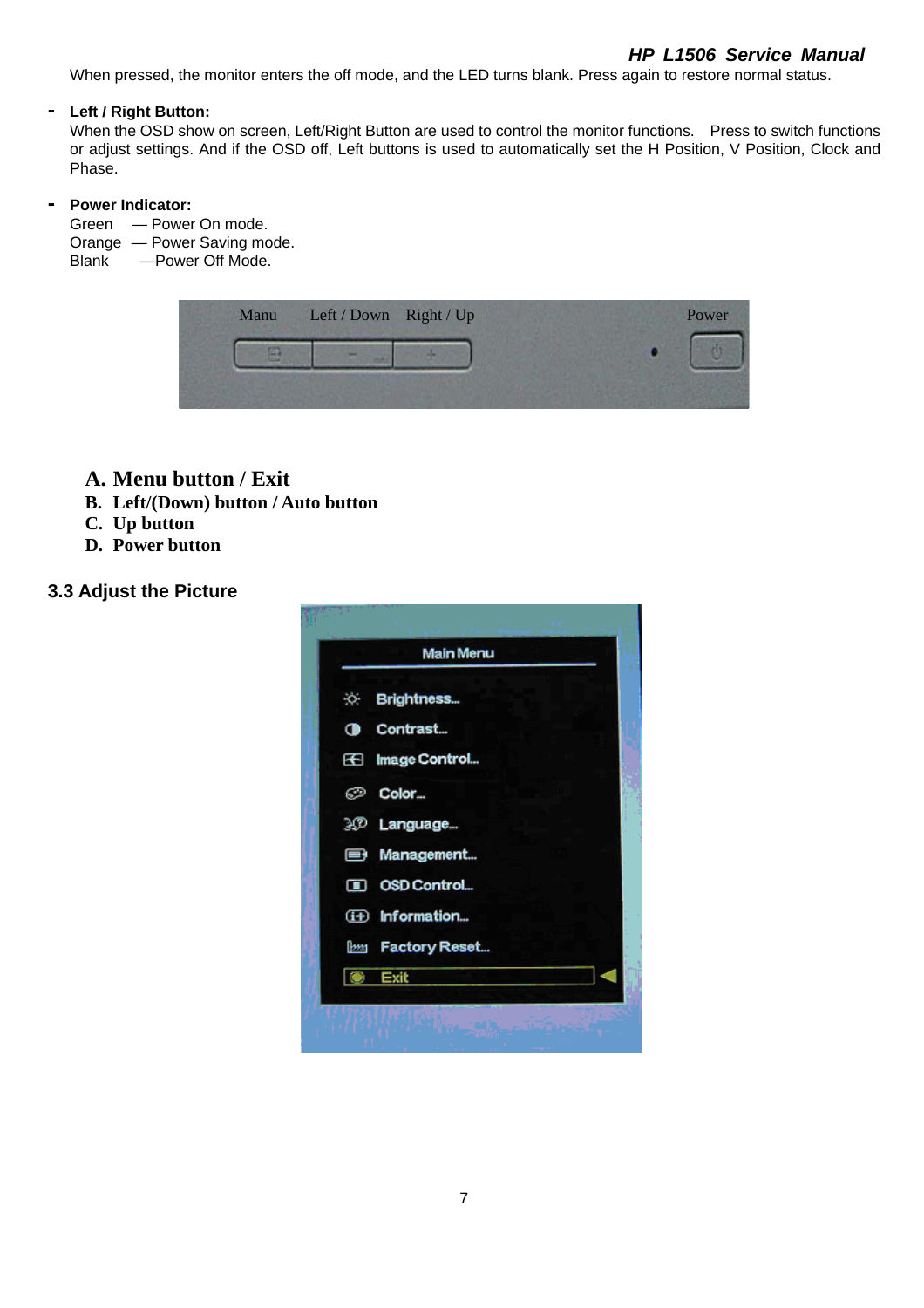When pressed, the monitor enters the off mode, and the LED turns blank. Press again to restore normal status.

- **Left / Right Button:**
  When the OSD show on screen, Left/Right Button are used to control the monitor functions. Press to switch functions or adjust settings. And if the OSD off, Left buttons is used to automatically set the H Position, V Position, Clock and Phase.

- **Power Indicator:**
  Green — Power On mode.
  Orange — Power Saving mode.
  Blank —Power Off Mode.

**A. Menu button / Exit**
**B. Left/(Down) button / Auto button**
**C. Up button**
**D. Power button**

## 3.3 Adjust the Picture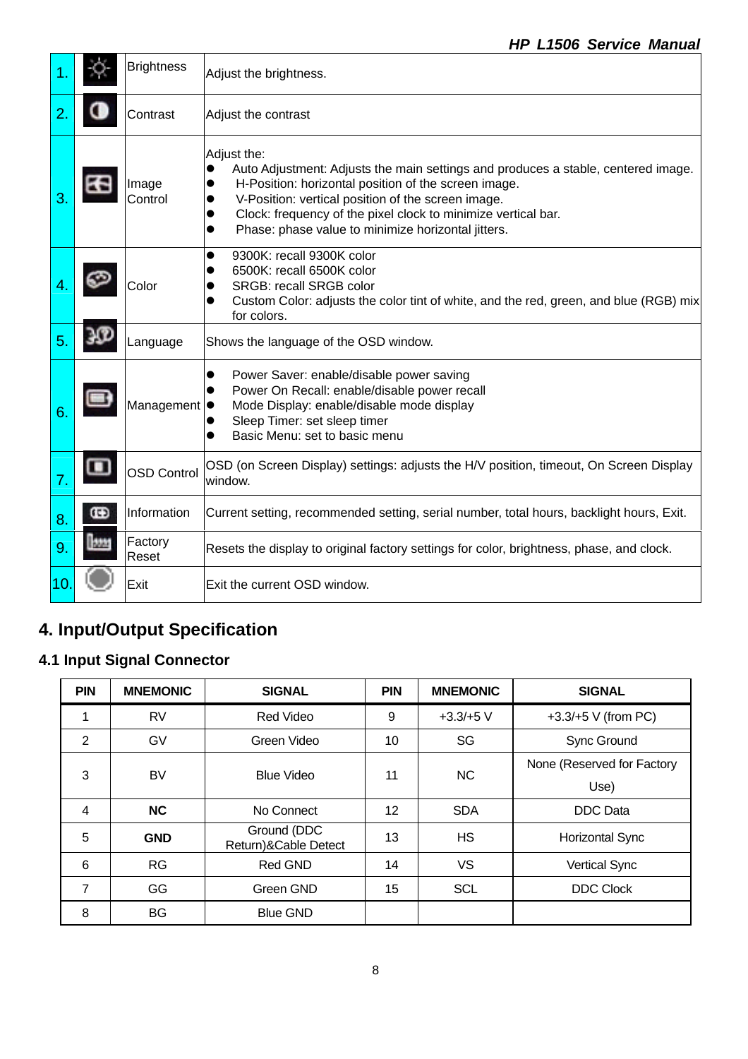| | | | |
|---|---|---|---|
| 1. | | Brightness | Adjust the brightness. |
| 2. | | Contrast | Adjust the contrast |
| 3. | | Image Control | Adjust the:<br>● Auto Adjustment: Adjusts the main settings and produces a stable, centered image.<br>● H-Position: horizontal position of the screen image.<br>● V-Position: vertical position of the screen image.<br>● Clock: frequency of the pixel clock to minimize vertical bar.<br>● Phase: phase value to minimize horizontal jitters. |
| 4. | | Color | ● 9300K: recall 9300K color<br>● 6500K: recall 6500K color<br>● SRGB: recall SRGB color<br>● Custom Color: adjusts the color tint of white, and the red, green, and blue (RGB) mix for colors. |
| 5. | | Language | Shows the language of the OSD window. |
| 6. | | Management | ● Power Saver: enable/disable power saving<br>● Power On Recall: enable/disable power recall<br>● Mode Display: enable/disable mode display<br>● Sleep Timer: set sleep timer<br>● Basic Menu: set to basic menu |
| 7. | | OSD Control | OSD (on Screen Display) settings: adjusts the H/V position, timeout, On Screen Display window. |
| 8. | | Information | Current setting, recommended setting, serial number, total hours, backlight hours, Exit. |
| 9. | | Factory Reset | Resets the display to original factory settings for color, brightness, phase, and clock. |
| 10. | | Exit | Exit the current OSD window. |

# 4. Input/Output Specification

## 4.1 Input Signal Connector

| PIN | MNEMONIC | SIGNAL | PIN | MNEMONIC | SIGNAL |
|---|---|---|---|---|---|
| 1 | RV | Red Video | 9 | +3.3/+5 V | +3.3/+5 V (from PC) |
| 2 | GV | Green Video | 10 | SG | Sync Ground |
| 3 | BV | Blue Video | 11 | NC | None (Reserved for Factory Use) |
| 4 | **NC** | No Connect | 12 | SDA | DDC Data |
| 5 | **GND** | Ground (DDC Return)&Cable Detect | 13 | HS | Horizontal Sync |
| 6 | RG | Red GND | 14 | VS | Vertical Sync |
| 7 | GG | Green GND | 15 | SCL | DDC Clock |
| 8 | BG | Blue GND | | | |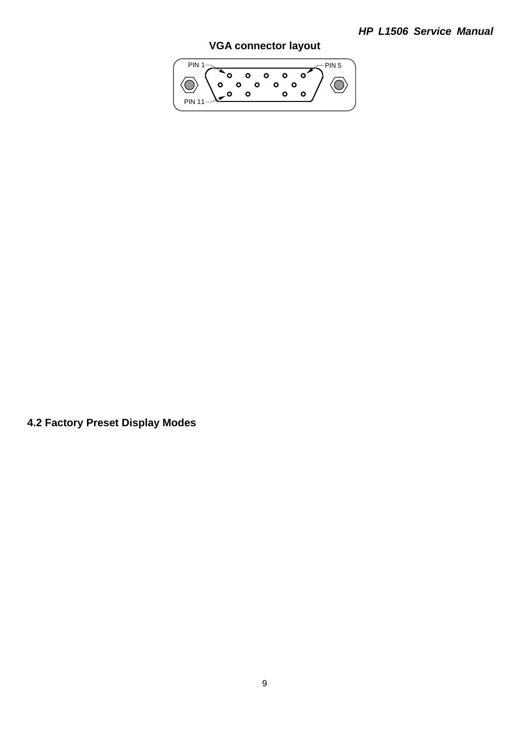**VGA connector layout**

PIN 1

PIN 5

PIN 11

## 4.2 Factory Preset Display Modes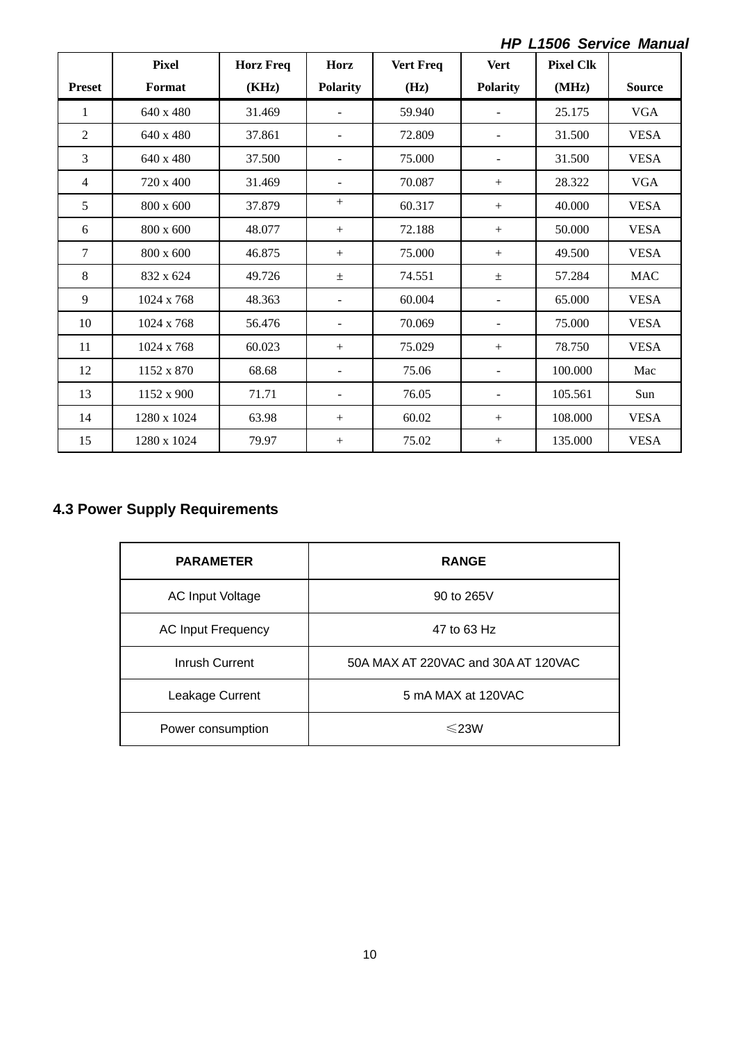| Preset | Pixel Format | Horz Freq (KHz) | Horz Polarity | Vert Freq (Hz) | Vert Polarity | Pixel Clk (MHz) | Source |
|---|---|---|---|---|---|---|---|
| 1 | 640 x 480 | 31.469 | - | 59.940 | - | 25.175 | VGA |
| 2 | 640 x 480 | 37.861 | - | 72.809 | - | 31.500 | VESA |
| 3 | 640 x 480 | 37.500 | - | 75.000 | - | 31.500 | VESA |
| 4 | 720 x 400 | 31.469 | - | 70.087 | + | 28.322 | VGA |
| 5 | 800 x 600 | 37.879 | + | 60.317 | + | 40.000 | VESA |
| 6 | 800 x 600 | 48.077 | + | 72.188 | + | 50.000 | VESA |
| 7 | 800 x 600 | 46.875 | + | 75.000 | + | 49.500 | VESA |
| 8 | 832 x 624 | 49.726 | ± | 74.551 | ± | 57.284 | MAC |
| 9 | 1024 x 768 | 48.363 | - | 60.004 | - | 65.000 | VESA |
| 10 | 1024 x 768 | 56.476 | - | 70.069 | - | 75.000 | VESA |
| 11 | 1024 x 768 | 60.023 | + | 75.029 | + | 78.750 | VESA |
| 12 | 1152 x 870 | 68.68 | - | 75.06 | - | 100.000 | Mac |
| 13 | 1152 x 900 | 71.71 | - | 76.05 | - | 105.561 | Sun |
| 14 | 1280 x 1024 | 63.98 | + | 60.02 | + | 108.000 | VESA |
| 15 | 1280 x 1024 | 79.97 | + | 75.02 | + | 135.000 | VESA |

## 4.3 Power Supply Requirements

| PARAMETER | RANGE |
|---|---|
| AC Input Voltage | 90 to 265V |
| AC Input Frequency | 47 to 63 Hz |
| Inrush Current | 50A MAX AT 220VAC and 30A AT 120VAC |
| Leakage Current | 5 mA MAX at 120VAC |
| Power consumption | ≤23W |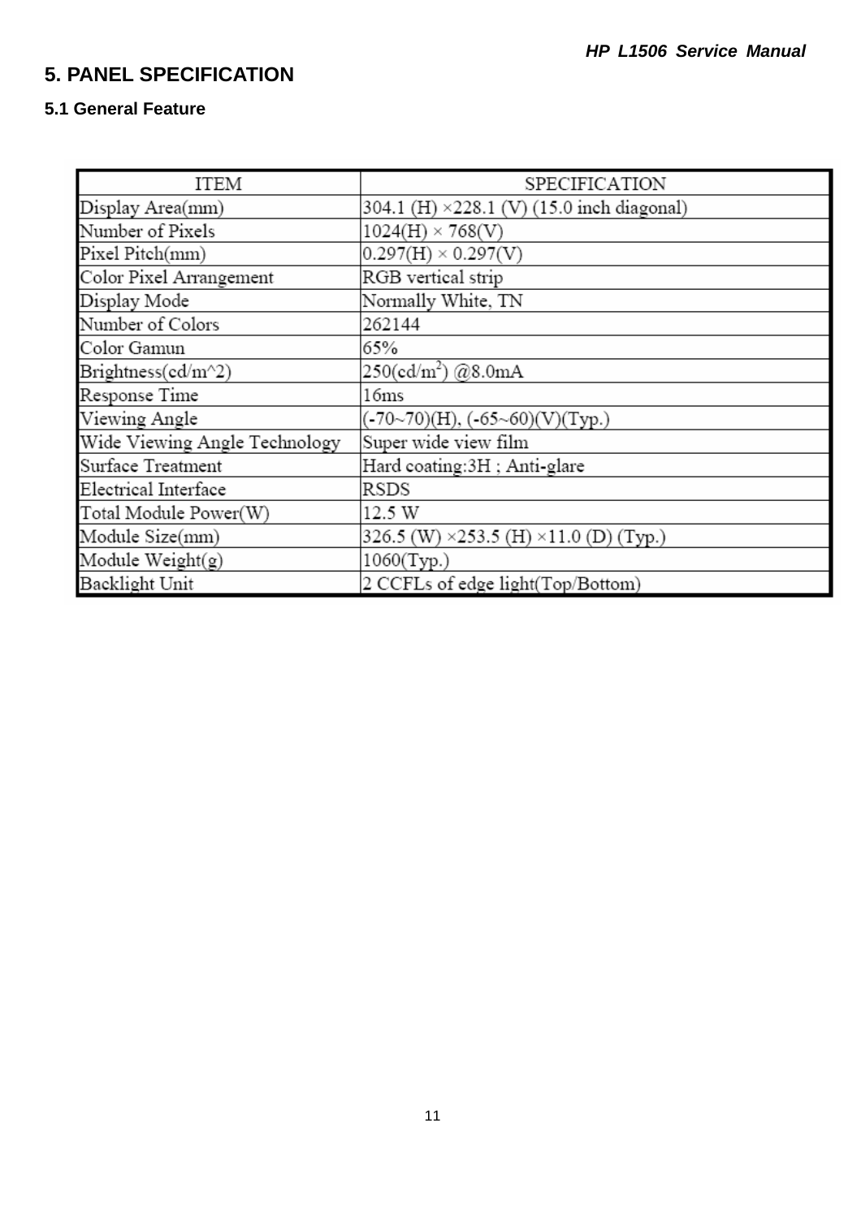# 5. PANEL SPECIFICATION

## 5.1 General Feature

| ITEM | SPECIFICATION |
| --- | --- |
| Display Area(mm) | 304.1 (H) ×228.1 (V) (15.0 inch diagonal) |
| Number of Pixels | 1024(H) × 768(V) |
| Pixel Pitch(mm) | 0.297(H) × 0.297(V) |
| Color Pixel Arrangement | RGB vertical strip |
| Display Mode | Normally White, TN |
| Number of Colors | 262144 |
| Color Gamun | 65% |
| Brightness(cd/m^2) | 250(cd/$m^2$) @8.0mA |
| Response Time | 16ms |
| Viewing Angle | (-70~70)(H), (-65~60)(V)(Typ.) |
| Wide Viewing Angle Technology | Super wide view film |
| Surface Treatment | Hard coating:3H ; Anti-glare |
| Electrical Interface | RSDS |
| Total Module Power(W) | 12.5 W |
| Module Size(mm) | 326.5 (W) ×253.5 (H) ×11.0 (D) (Typ.) |
| Module Weight(g) | 1060(Typ.) |
| Backlight Unit | 2 CCFLs of edge light(Top/Bottom) |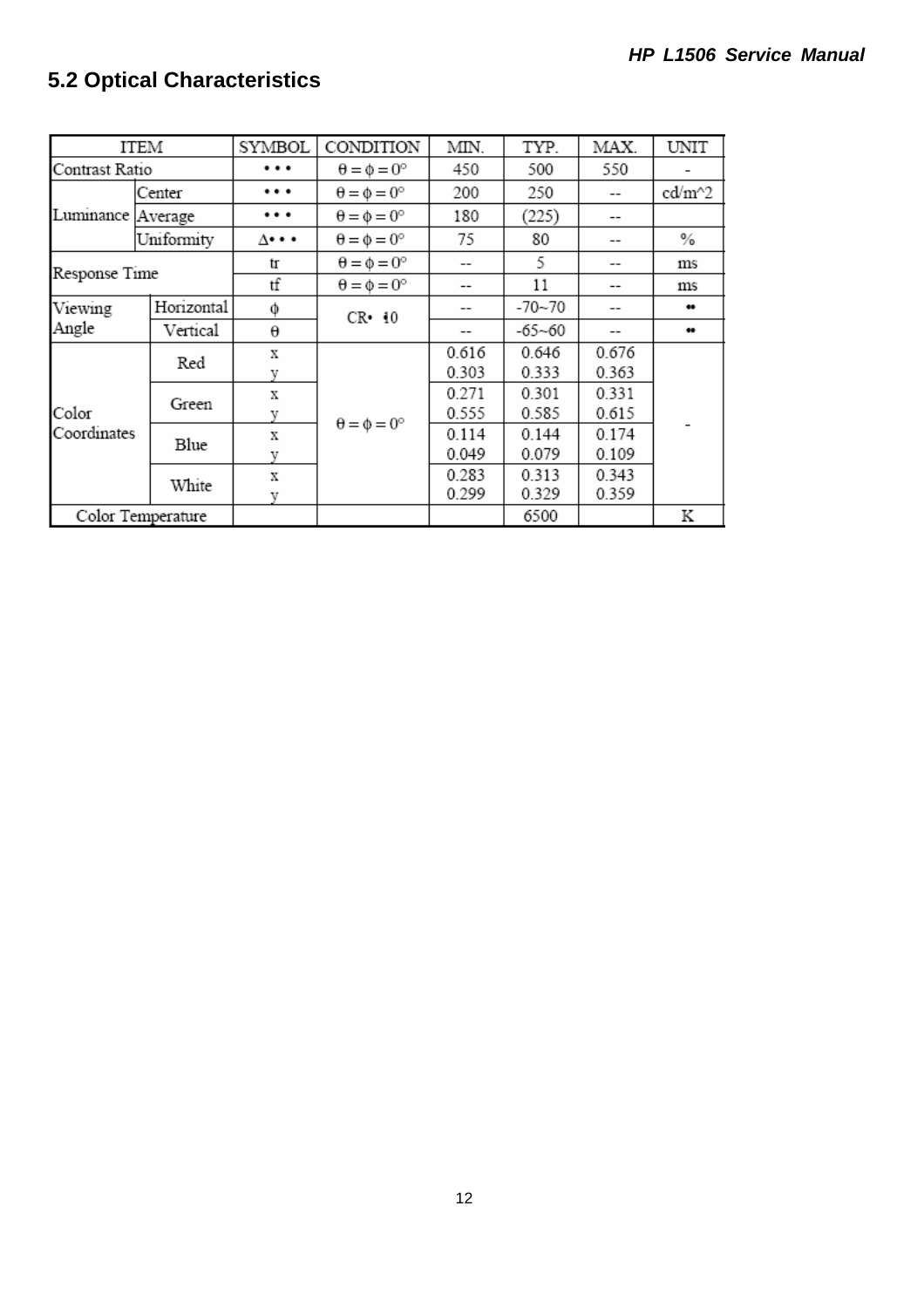## 5.2 Optical Characteristics

| ITEM | | SYMBOL | CONDITION | MIN. | TYP. | MAX. | UNIT |
|---|---|---|---|---|---|---|---|
| Contrast Ratio | | • • • | $\theta = \phi = 0°$ | 450 | 500 | 550 | - |
| Luminance | Center | • • • | $\theta = \phi = 0°$ | 200 | 250 | -- | cd/m^2 |
| | Average | • • • | $\theta = \phi = 0°$ | 180 | (225) | -- | |
| | Uniformity | Δ• • • | $\theta = \phi = 0°$ | 75 | 80 | -- | % |
| Response Time | | tr | $\theta = \phi = 0°$ | -- | 5 | -- | ms |
| | | tf | $\theta = \phi = 0°$ | -- | 11 | -- | ms |
| Viewing Angle | Horizontal | $\phi$ | CR• ≥10 | -- | -70~70 | -- | •• |
| | Vertical | $\theta$ | | -- | -65~60 | -- | •• |
| Color Coordinates | Red | x | $\theta = \phi = 0°$ | 0.616 | 0.646 | 0.676 | - |
| | | y | | 0.303 | 0.333 | 0.363 | |
| | Green | x | | 0.271 | 0.301 | 0.331 | |
| | | y | | 0.555 | 0.585 | 0.615 | |
| | Blue | x | | 0.114 | 0.144 | 0.174 | |
| | | y | | 0.049 | 0.079 | 0.109 | |
| | White | x | | 0.283 | 0.313 | 0.343 | |
| | | y | | 0.299 | 0.329 | 0.359 | |
| Color Temperature | | | | | 6500 | | K |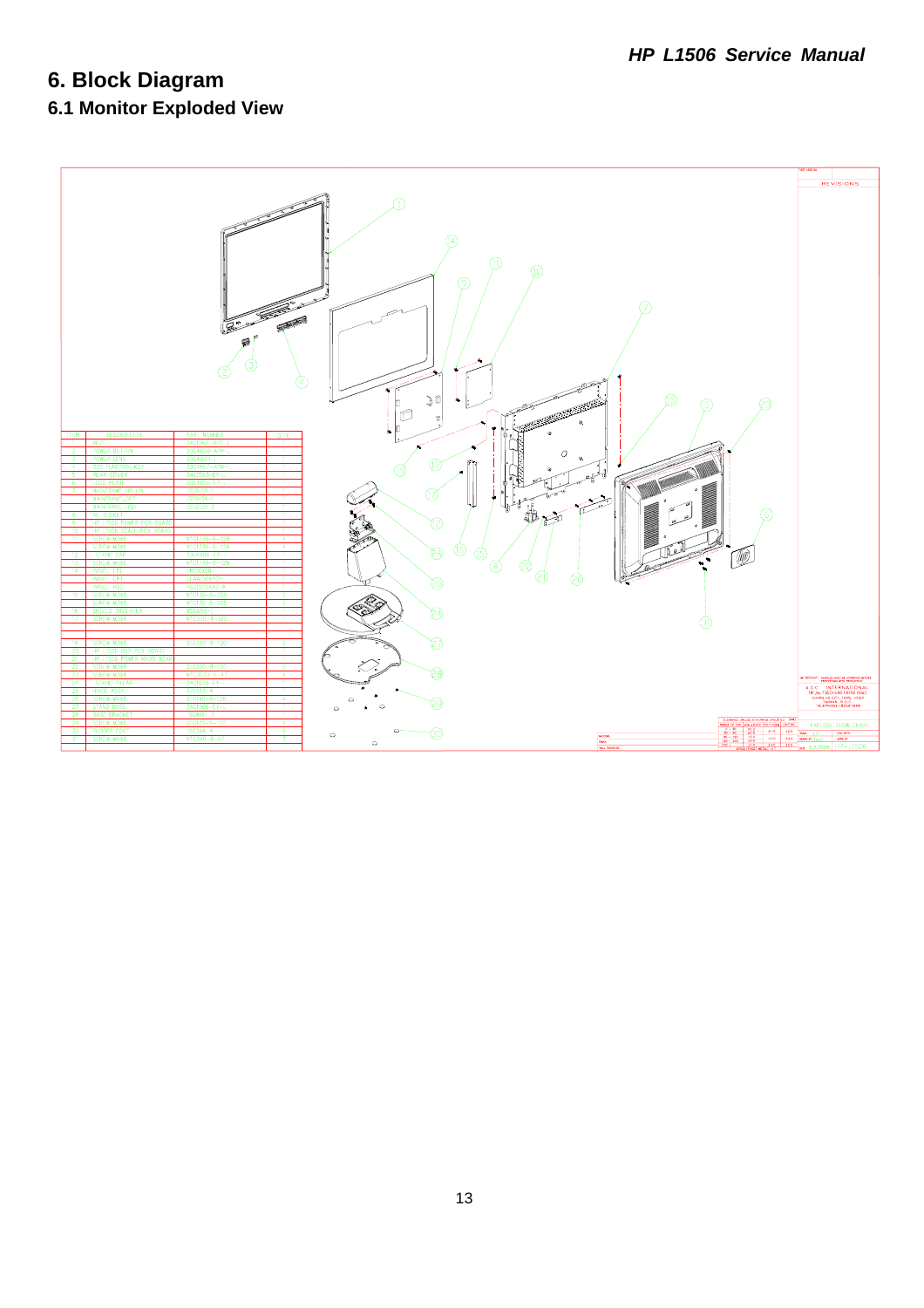# 6. Block Diagram

## 6.1 Monitor Exploded View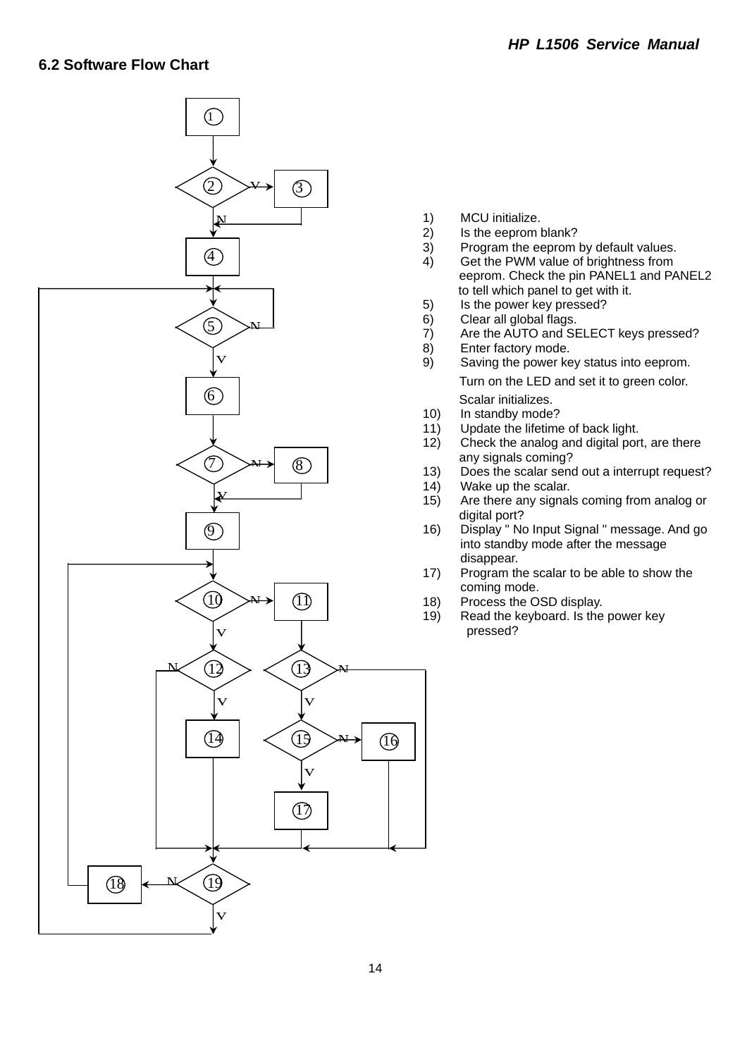## 6.2 Software Flow Chart

1) MCU initialize.
2) Is the eeprom blank?
3) Program the eeprom by default values.
4) Get the PWM value of brightness from eeprom. Check the pin PANEL1 and PANEL2 to tell which panel to get with it.
5) Is the power key pressed?
6) Clear all global flags.
7) Are the AUTO and SELECT keys pressed?
8) Enter factory mode.
9) Saving the power key status into eeprom. Turn on the LED and set it to green color. Scalar initializes.
10) In standby mode?
11) Update the lifetime of back light.
12) Check the analog and digital port, are there any signals coming?
13) Does the scalar send out a interrupt request?
14) Wake up the scalar.
15) Are there any signals coming from analog or digital port?
16) Display " No Input Signal " message. And go into standby mode after the message disappear.
17) Program the scalar to be able to show the coming mode.
18) Process the OSD display.
19) Read the keyboard. Is the power key pressed?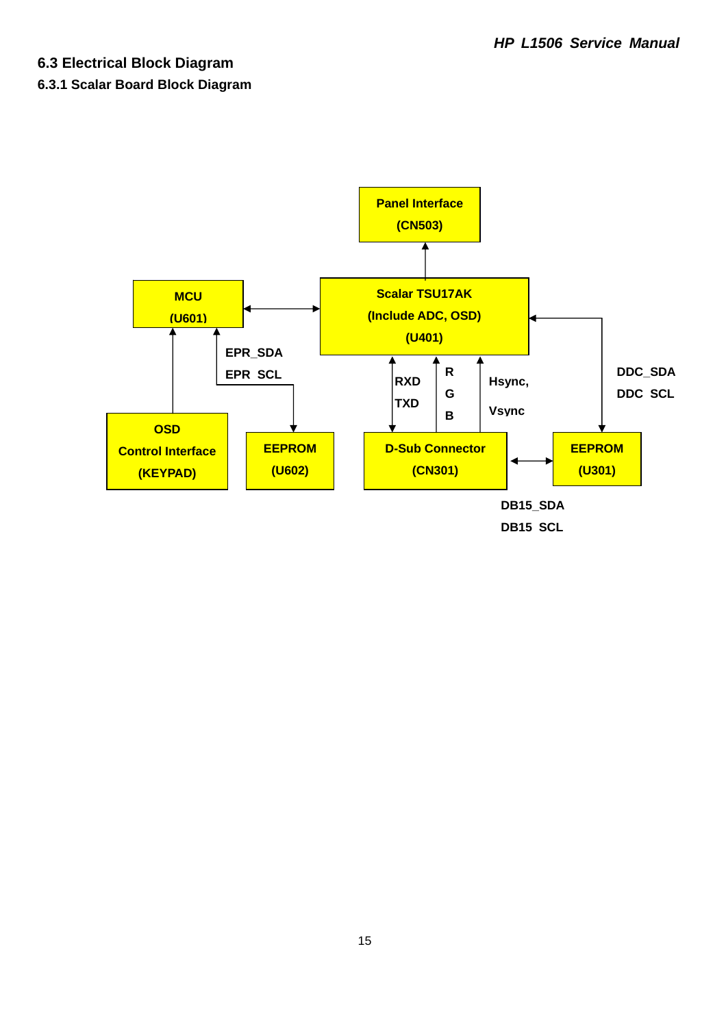## 6.3 Electrical Block Diagram

### 6.3.1 Scalar Board Block Diagram

Panel Interface (CN503)

MCU (U601)

Scalar TSU17AK (Include ADC, OSD) (U401)

EPR_SDA
EPR_SCL

RXD
TXD

R
G
B

Hsync,
Vsync

DDC_SDA
DDC_SCL

OSD Control Interface (KEYPAD)

EEPROM (U602)

D-Sub Connector (CN301)

EEPROM (U301)

DB15_SDA
DB15_SCL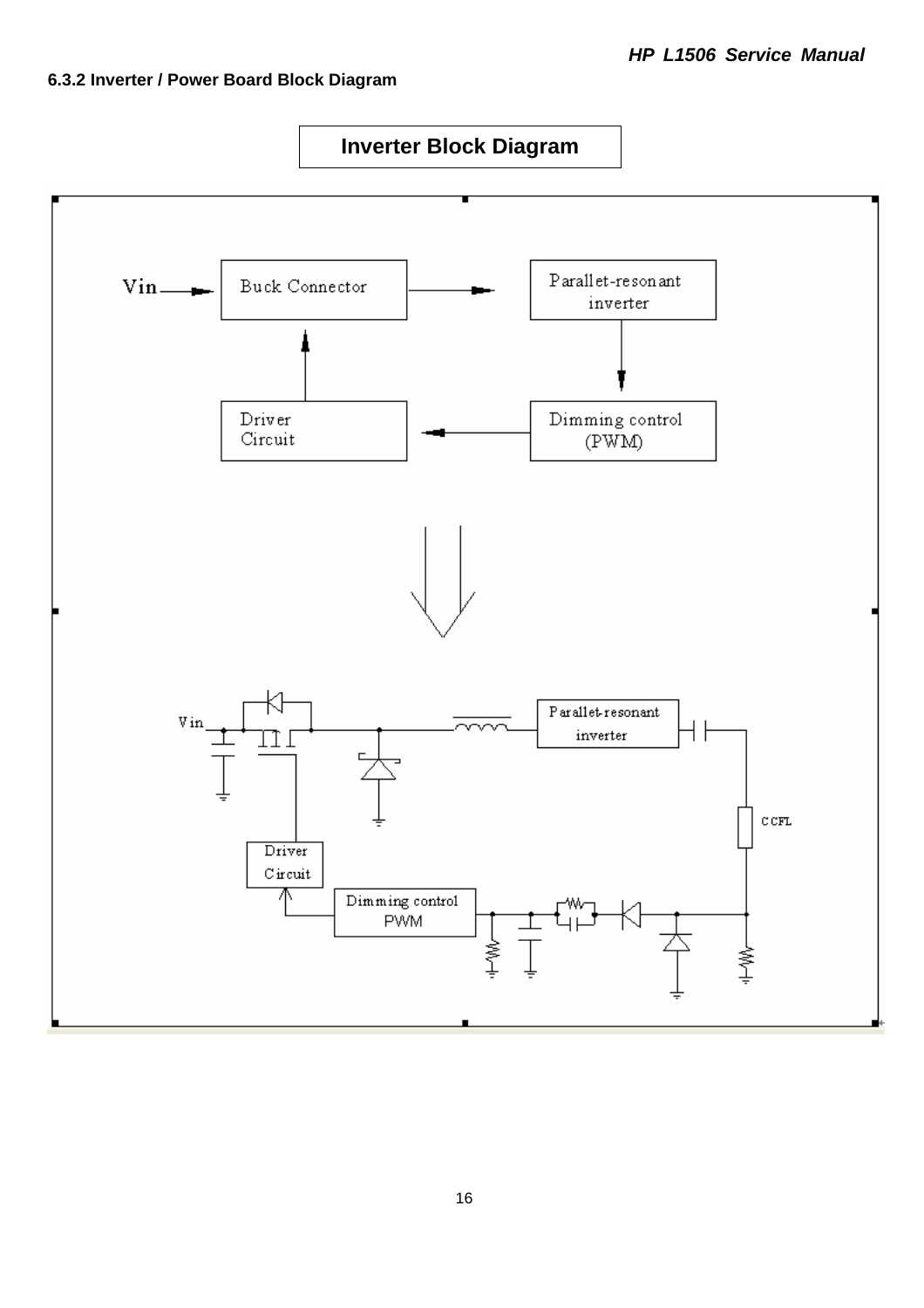### 6.3.2 Inverter / Power Board Block Diagram

**Inverter Block Diagram**

Vin → Buck Connector → Parallet-resonant inverter → Dimming control (PWM) → Driver Circuit → Buck Connector

Vin

Parallet-resonant inverter

CCFL

Driver Circuit

Dimming control PWM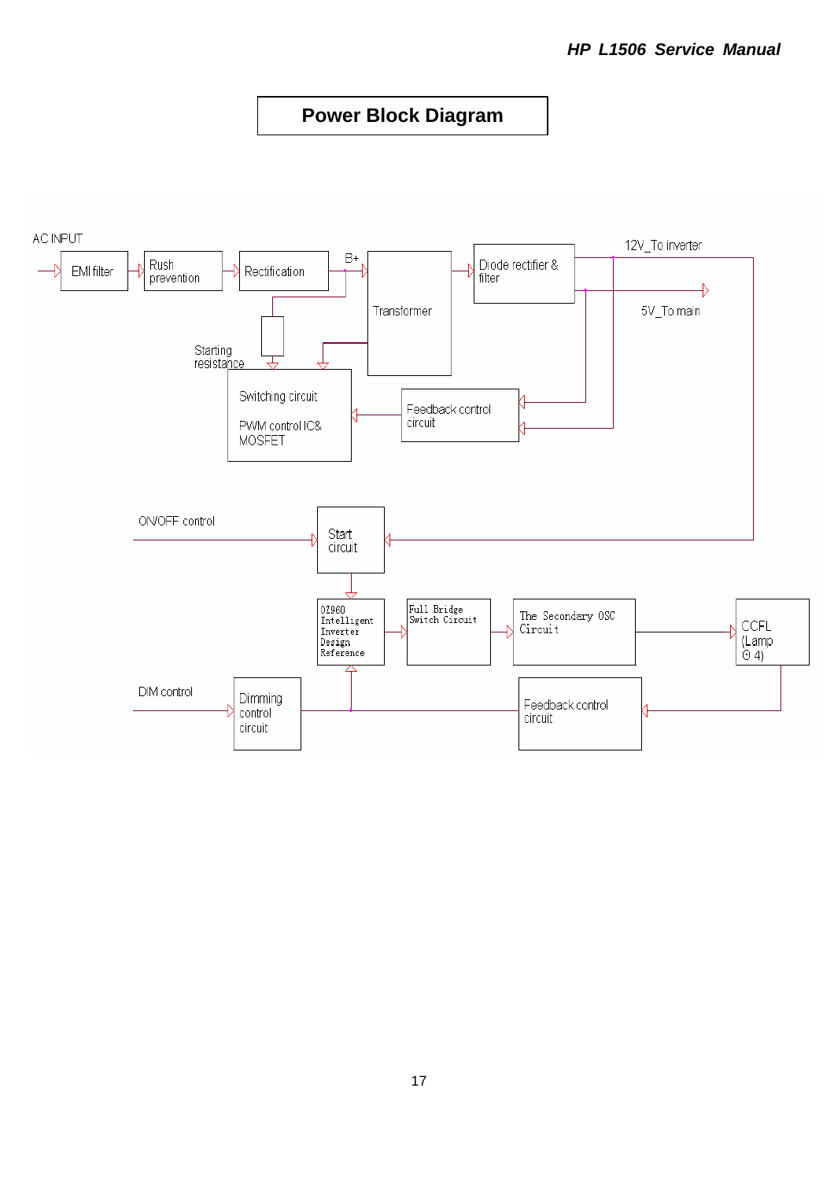# Power Block Diagram

AC INPUT

EMI filter

Rush prevention

Rectification

B+

Transformer

Diode rectifier & filter

12V_To inverter

5V_To main

Starting resistance

Switching circuit

PWM control IC& MOSFET

Feedback control circuit

ON/OFF control

Start circuit

OZ960 Intelligent Inverter Design Reference

Full Bridge Switch Circuit

The Secondary OSC Circuit

CCFL (Lamp ⊙ 4)

DIM control

Dimming control circuit

Feedback control circuit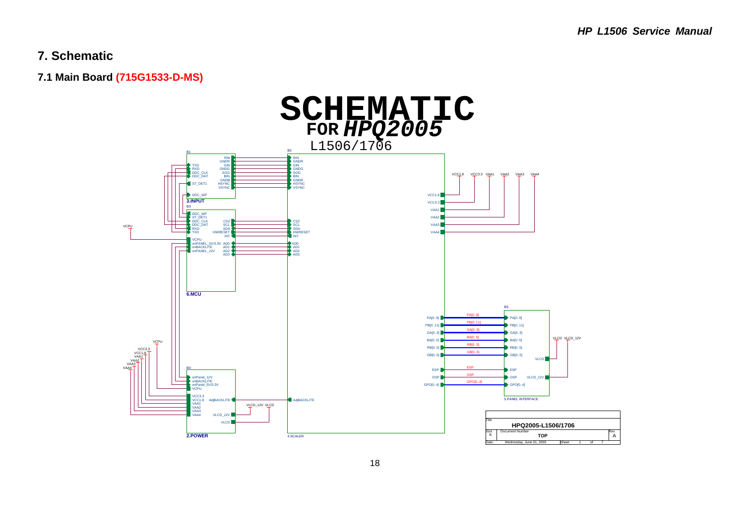# 7. Schematic

## 7.1 Main Board **(715G1533-D-MS)**

SCHEMATIC

FOR *HPQ2005*

L1506/1706

B1

RIN
GNDR
GIN
GNDG
SOG
BIN
GNDB
HSYNC
VSYNC

TXD
RXD
DDC_CLK
DDC_DAT

ST_DET1

DDC_WP

**3.INPUT**

B2

RIN
GNDR
GIN
GNDG
SOG
BIN
GNDB
HSYNC
VSYNC

VCC1.8
VCC3.3
VAA1
VAA2
VAA3
VAA4

VCC1.8 VCC3.3 VAA1 VAA2 VAA3 VAA4

B3

DDC_WP
ST_DET1
DDC_CLK
DDC_DAT
RXD
TXD

CSZ
SCL
SDA
HWRESET
INT

VCPU

VCPU
onPANEL_5V/3.3V
onBACKLITE
onPANEL_12V

AD0
AD1
AD2
AD3

CSZ
SCL
SDA
HWRESET
INT

AD0
AD1
AD2
AD3

**6.MCU**

B5

PA[0..9]
PB[0..11]
GA[0..3]
BA[0..5]
RB[0..5]
GB[0..5]

PA[0..9]
PB[0..11]
GA[0..3]
BA[0..5]
RB[0..5]
GB[0..5]

PA[0..9]
PB[0..11]
GA[0..3]
BA[0..5]
RB[0..5]
GB[0..5]

VLCD VLCD_12V

VLCD

ESP
OSP
GPO[0..4]

ESP
OSP
GPO[0..4]

ESP
OSP VLCD_12V
GPO[0..4]

5.PANEL INTERFACE

VCPU

VCC3.3
VCC1.8
VAA1
VAA2
VAA3
VAA4

B4

onPanel_12V
onBACKLITE
onPanel_5V/3.3V
VCPU

VCC3.3
VCC1.8
VAA1
VAA2
VAA3
VAA4

AdjBACKLITE

VLCD_12V

VLCD

VLCD_12V VLCD

AdjBACKLITE

**2.POWER**

4.SCALER

| Title | HPQ2005-L1506/1706 | |
|---|---|---|
| Size B | Document Number TOP | Rev A |
| Date: Wednesday, June 01, 2005 | Sheet 1 of 7 | |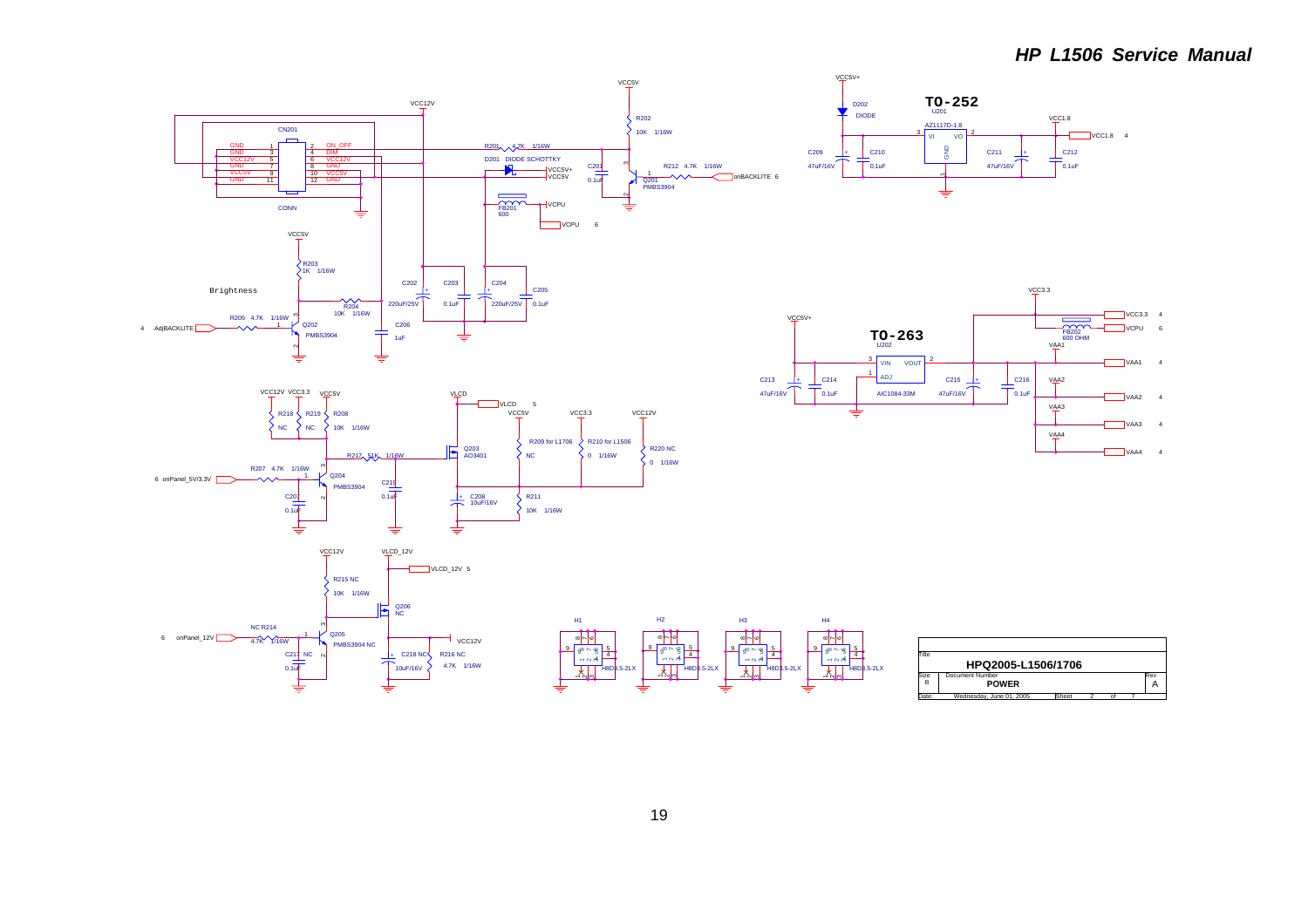HPQ2005-L1506/1706

| Title | HPQ2005-L1506/1706 | |
|---|---|---|
| Size B | Document Number: POWER | Rev A |
| Date: Wednesday, June 01, 2005 | Sheet 2 of 7 | |

CN201 CONN

| Pin | Signal | Pin | Signal |
|---|---|---|---|
| 1 | GND | 2 | ON_OFF |
| 3 | GND | 4 | DIM |
| 5 | VCC12V | 6 | VCC12V |
| 7 | GND | 8 | GND |
| 9 | VCC5V | 10 | VCC5V |
| 11 | GND | 12 | GND |

R201 4.7K 1/16W
R202 10K 1/16W
D201 DIODE SCHOTTKY
C201 0.1uF
R212 4.7K 1/16W
Q201 PMBS3904
onBACKLITE 6
FB201 600
VCPU
VCPU 6
VCC12V
VCC5V
VCC5V+

Brightness
R203 1K 1/16W
R204 10K 1/16W
R205 4.7K 1/16W
Q202 PMBS3904
C206 1uF
4 AdjBACKLITE
C202 220uF/25V
C203 0.1uF
C204 220uF/25V
C205 0.1uF

VCC12V VCC3.3 VCC5V
R218 NC
R219 NC
R208 10K 1/16W
R207 4.7K 1/16W
6 onPanel_5V/3.3V
Q204 PMBS3904
R217 51K 1/16W
C207 0.1uF
C219 0.1uF
Q203 AO3401
VLCD
VLCD 5
C208 10uF/16V
R211 10K 1/16W
R209 for L1706 NC
R210 for L1506 0 1/16W
R220 NC 0 1/16W
VCC3.3

VCC12V VLCD_12V
VLCD_12V 5
R215 NC 10K 1/16W
Q206 NC
NC R214 4.7K 1/16W
6 onPanel_12V
Q205 PMBS3904 NC
C217 NC 0.1uF
C218 NC 10uF/16V
R216 NC 4.7K 1/16W
VCC12V

H1 H2 H3 H4 HBD3.5-2LX

TO-252
U201 AZ1117D-1.8
D202 DIODE
VCC5V+
VCC1.8
VCC1.8 4
C209 47uF/16V
C210 0.1uF
C211 47uF/16V
C212 0.1uF

TO-263
U202 AIC1084-33M
VCC5V+
VCC3.3
C213 47uF/16V
C214 0.1uF
C215 47uF/16V
C216 0.1uF
FB202 600 OHM
VCC3.3 4
VCPU 6
VAA1 4
VAA2 4
VAA3 4
VAA4 4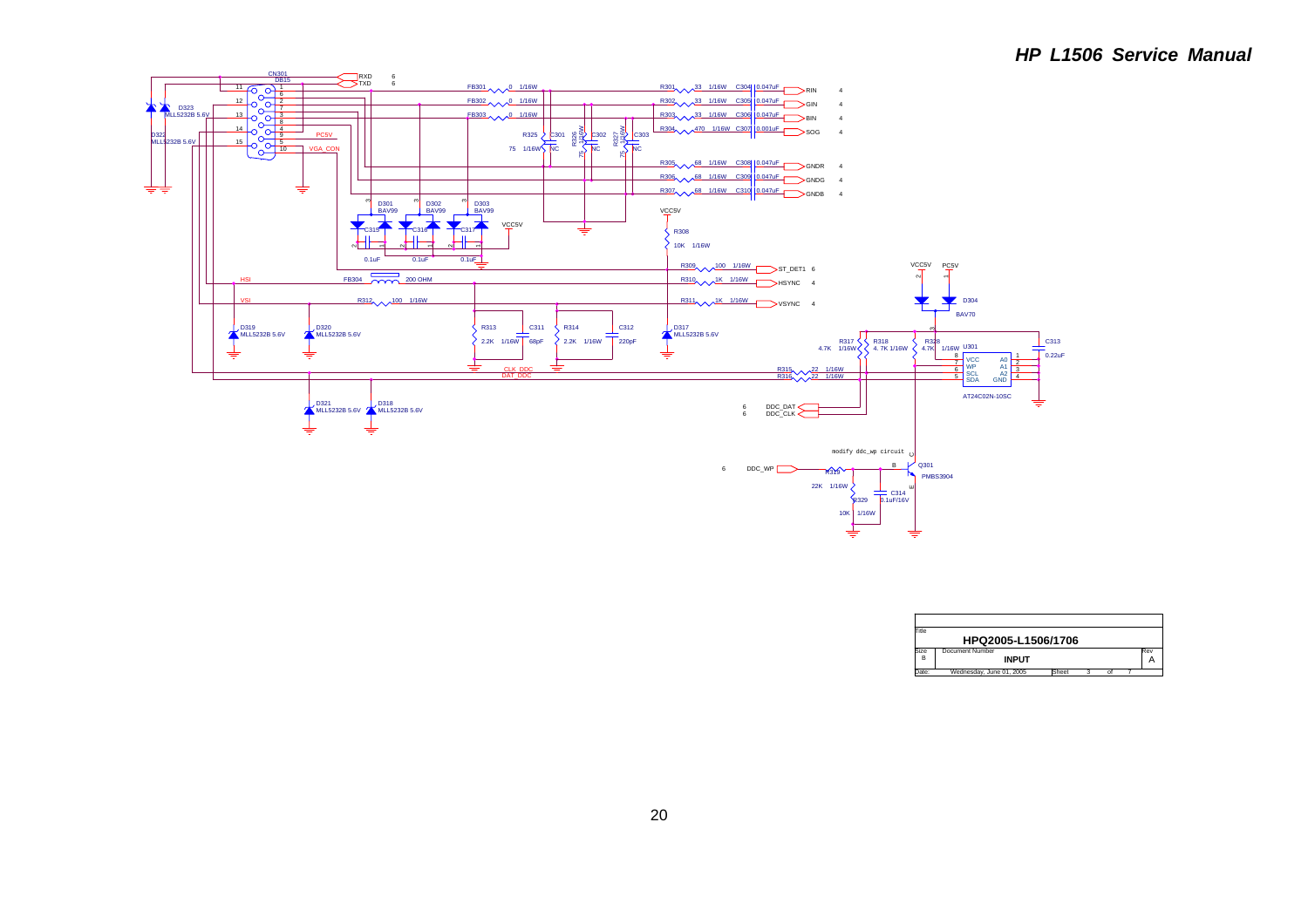| Title | HPQ2005-L1506/1706 | | | |
|---|---|---|---|---|
| Size B | Document Number | INPUT | | Rev A |
| Date: | Wednesday, June 01, 2005 | Sheet 3 | of 7 | |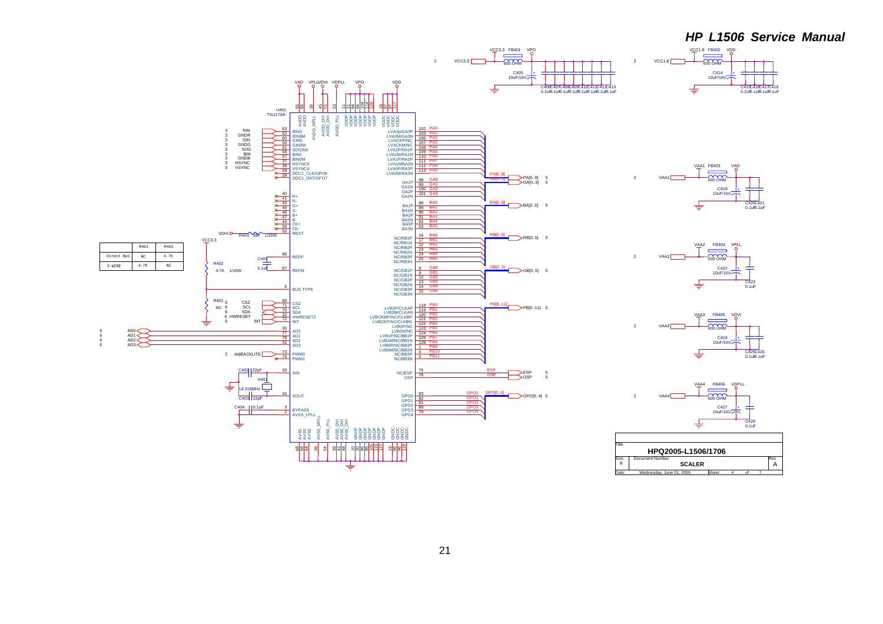| | R401 | R402 |
|---|---|---|
| Direct Bus | NC | 4.7K |
| 3-WIRE | 4.7K | NC |

| Title | | | |
|---|---|---|---|
| HPQ2005-L1506/1706 | | | |
| Size B | Document Number SCALER | | Rev A |
| Date: Wednesday, June 01, 2005 | Sheet 4 of 7 | | |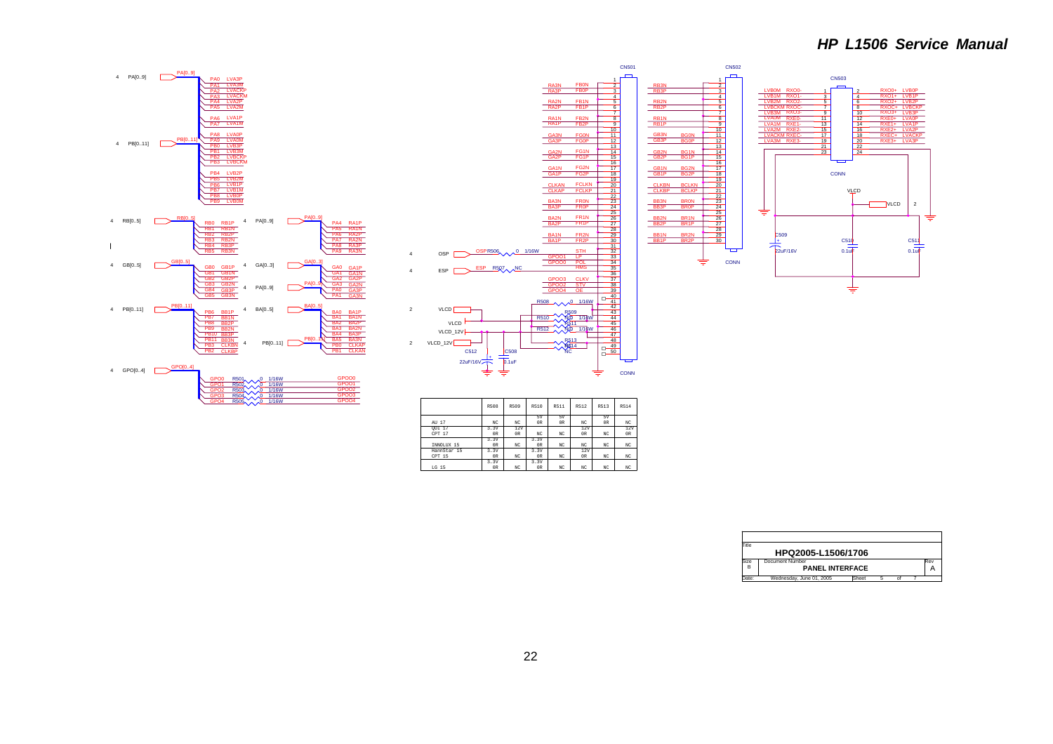| | R508 | R509 | R510 | R511 | R512 | R513 | R514 |
|---|---|---|---|---|---|---|---|
| AU 17 | NC | NC | 5V 0R | 5V 0R | NC | 5V 0R | NC |
| QDI 17 CPT 17 | 3.3V 0R | 12V 0R | NC | NC | 12V 0R | NC | 12V 0R |
| INNOLUX 15 | 3.3V 0R | NC | 3.3V 0R | NC | NC | NC | NC |
| HannStar 15 CPT 15 | 3.3V 0R | NC | 3.3V 0R | NC | 12V 0R | NC | NC |
| LG 15 | 3.3V 0R | NC | 3.3V 0R | NC | NC | NC | NC |

| Title | HPQ2005-L1506/1706 | | | |
|---|---|---|---|---|
| Size: B | Document Number: PANEL INTERFACE | | | Rev: A |
| Date: | Wednesday, June 01, 2005 | Sheet | 5 of 7 | |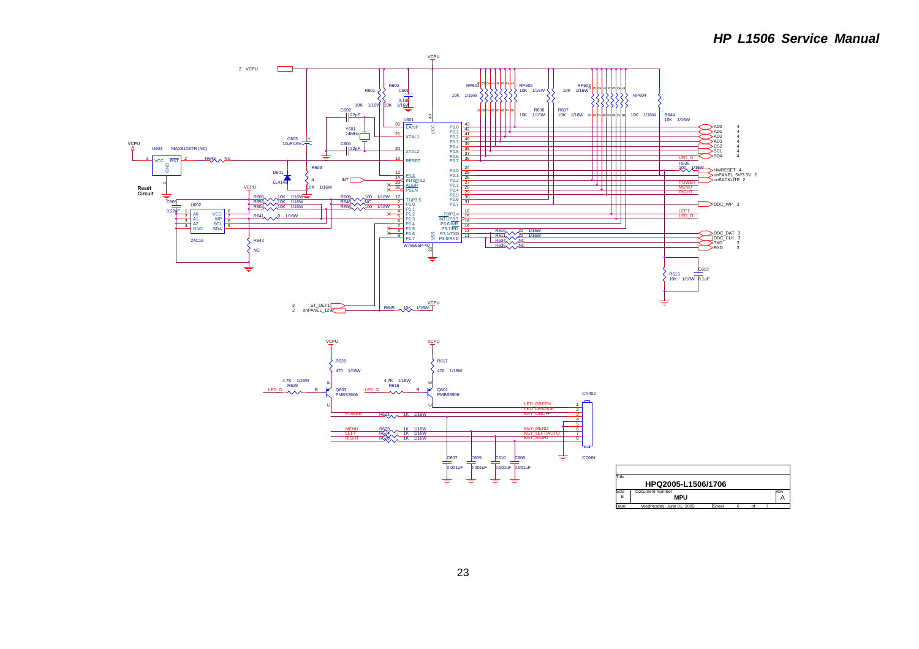Title: **HPQ2005-L1506/1706**

| Size | Document Number | Rev |
|---|---|---|
| B | **MPU** | A |

Date: Wednesday, June 01, 2005 Sheet 6 of 7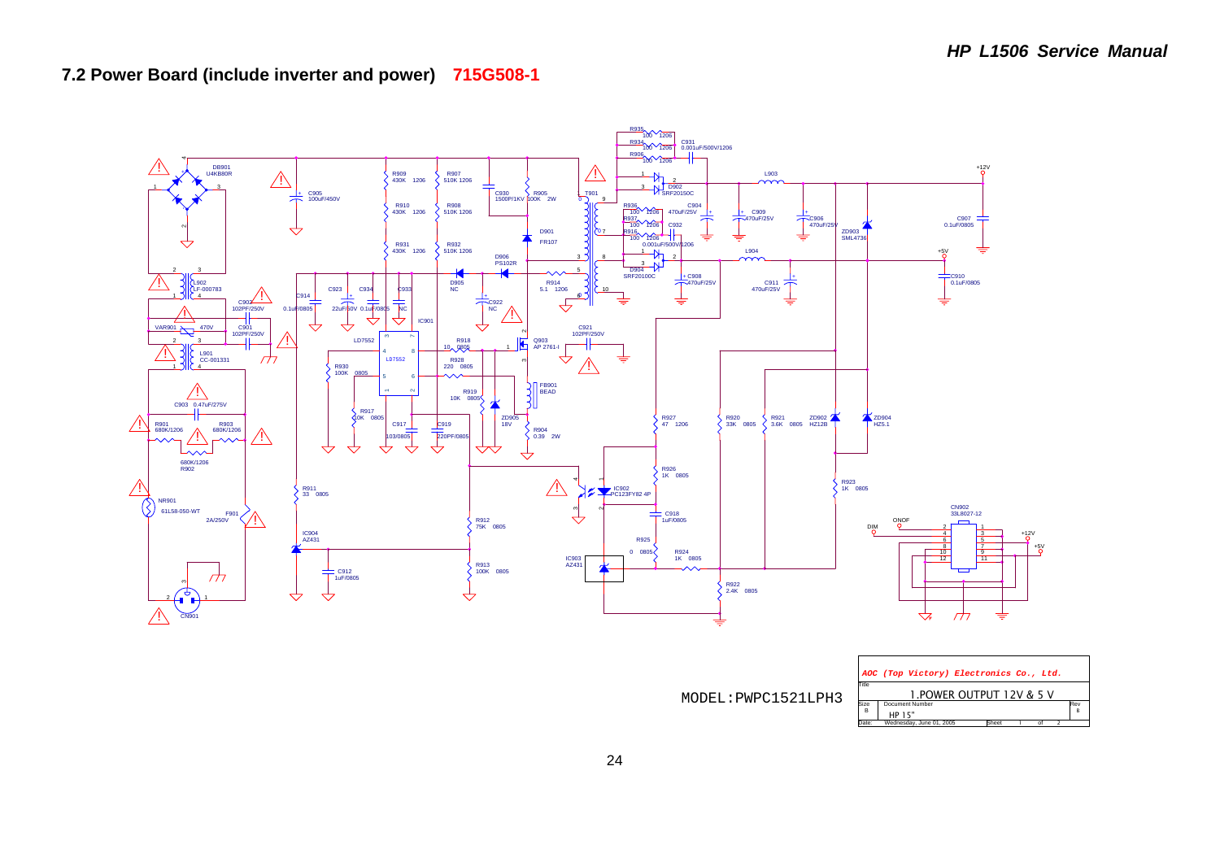## 7.2 Power Board (include inverter and power) 715G508-1

MODEL:PWPC1521LPH3

| AOC (Top Victory) Electronics Co., Ltd. | | |
|---|---|---|
| Title | 1.POWER OUTPUT 12V & 5 V | |
| Size B | Document Number HP 15" | Rev B |
| Date: Wednesday, June 01, 2005 | Sheet 1 of 2 | |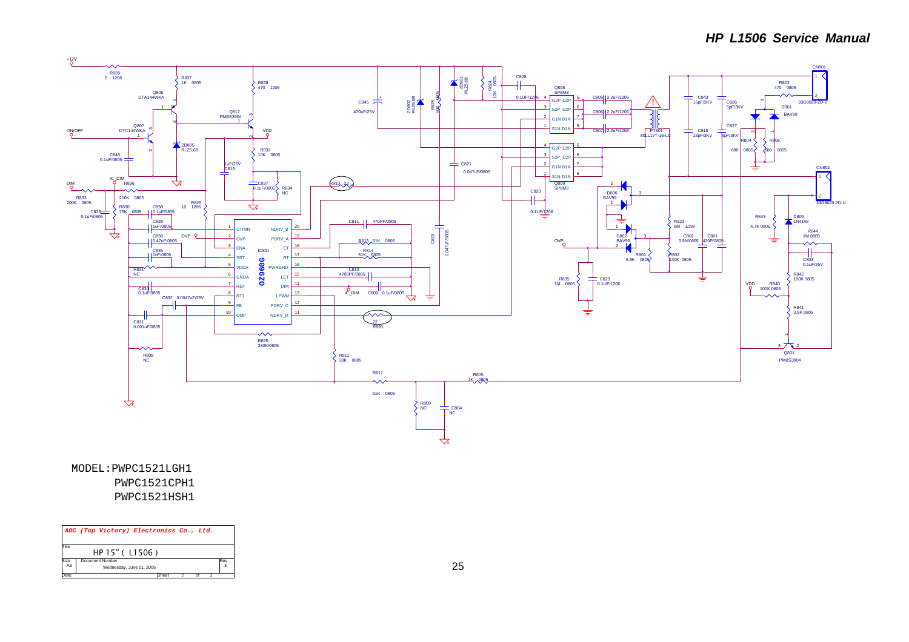MODEL:PWPC1521LGH1

PWPC1521CPH1

PWPC1521HSH1

| AOC (Top Victory) Electronics Co., Ltd. | | |
|---|---|---|
| Title | HP 15" ( L1506 ) | |
| Size A3 | Document Number | Rev 8 |
| Date: | Wednesday, June 01, 2005 | Sheet 2 of 2 |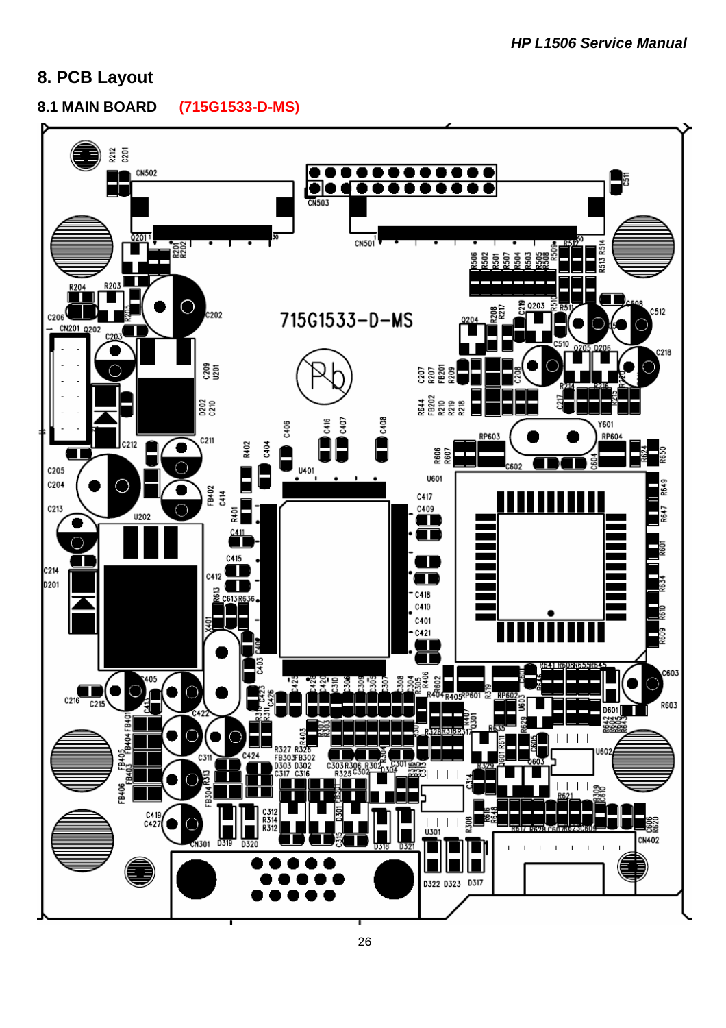# 8. PCB Layout

## 8.1 MAIN BOARD (715G1533-D-MS)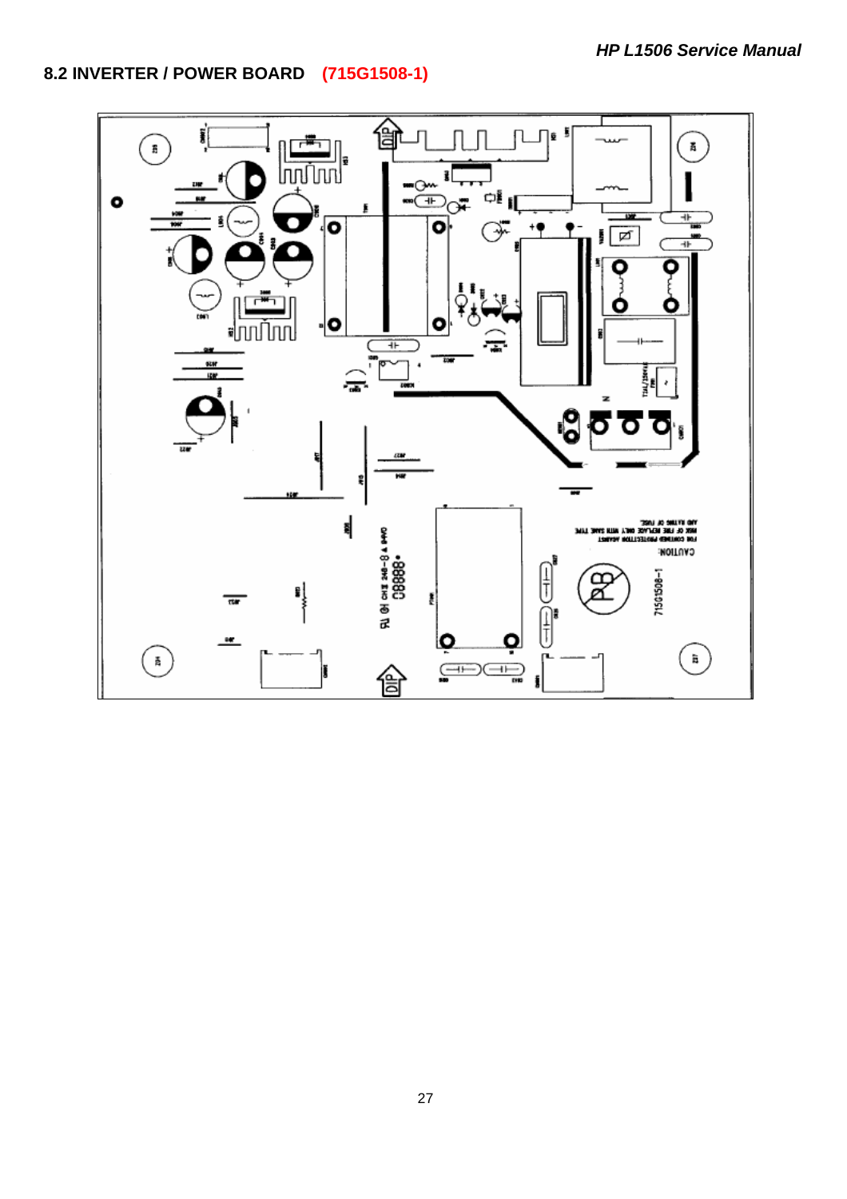## 8.2 INVERTER / POWER BOARD (715G1508-1)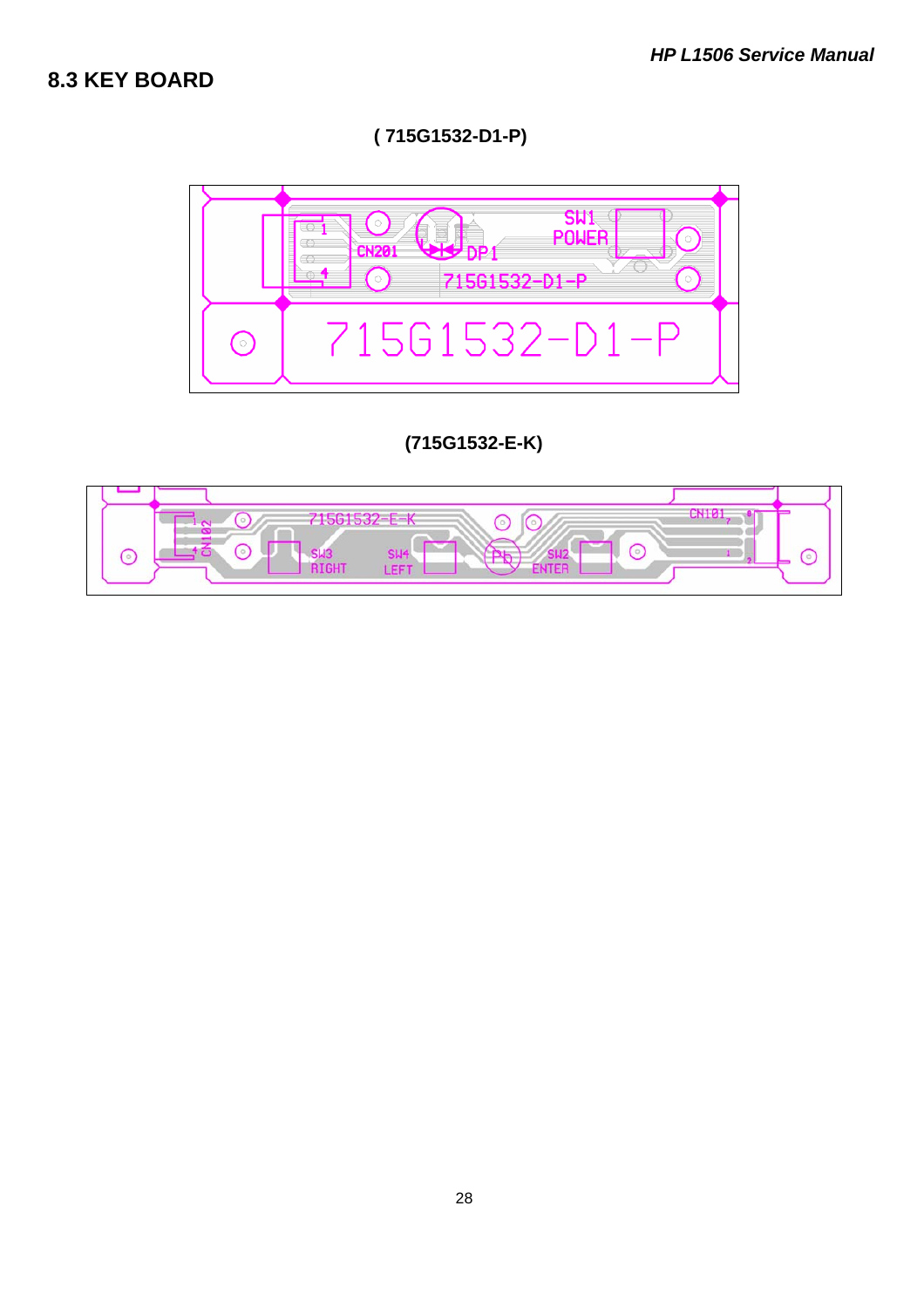## 8.3 KEY BOARD

**( 715G1532-D1-P)**

**(715G1532-E-K)**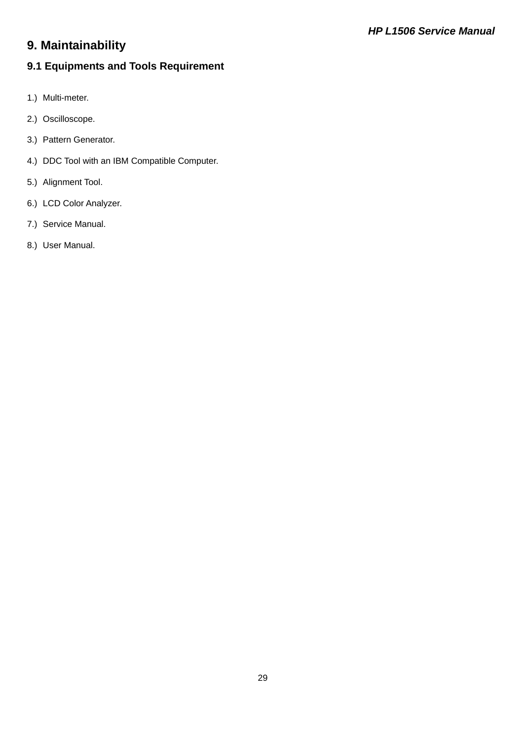# 9. Maintainability

## 9.1 Equipments and Tools Requirement

1.) Multi-meter.

2.) Oscilloscope.

3.) Pattern Generator.

4.) DDC Tool with an IBM Compatible Computer.

5.) Alignment Tool.

6.) LCD Color Analyzer.

7.) Service Manual.

8.) User Manual.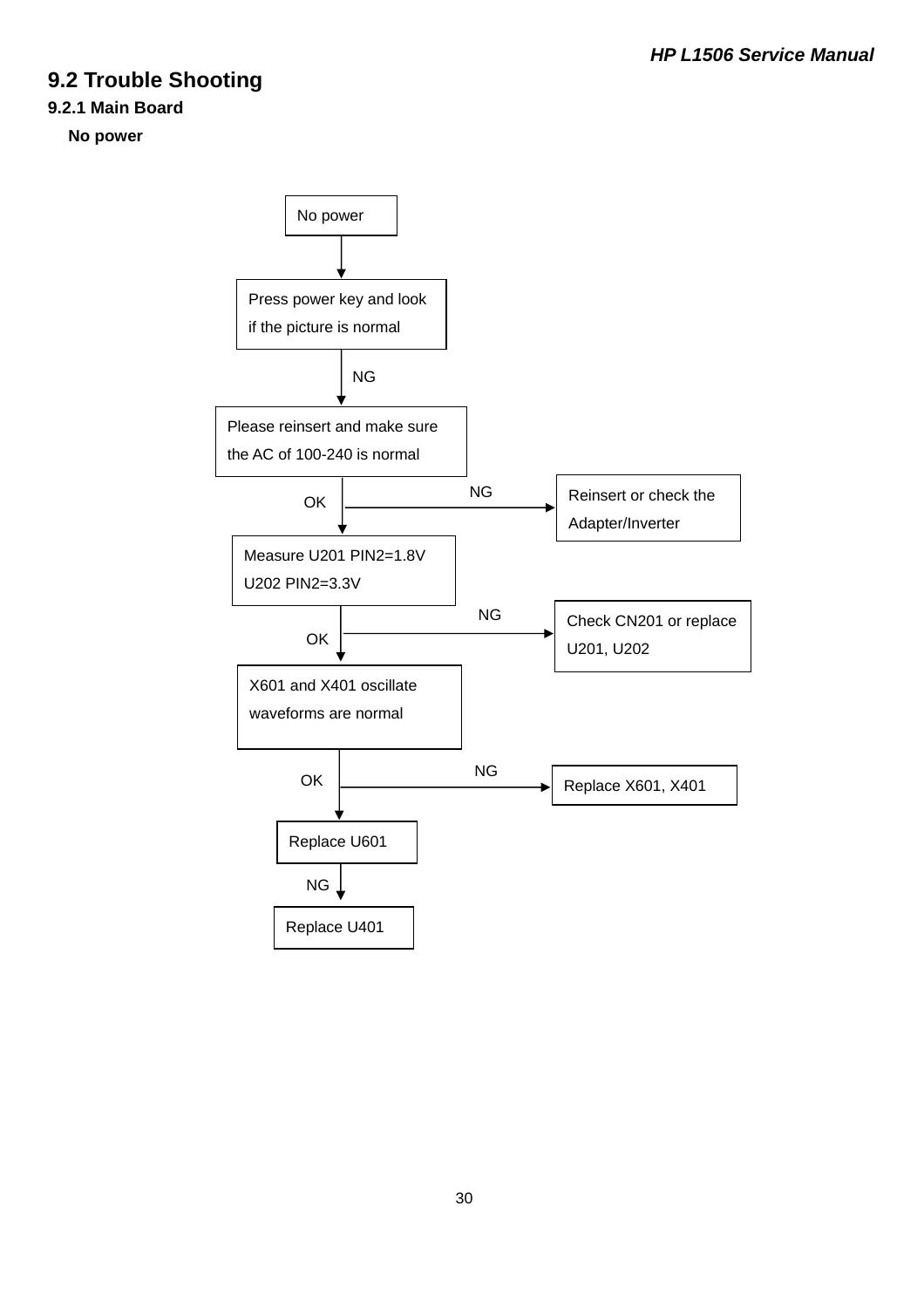## 9.2 Trouble Shooting

### 9.2.1 Main Board

**No power**

No power

Press power key and look if the picture is normal

NG

Please reinsert and make sure the AC of 100-240 is normal

OK — NG → Reinsert or check the Adapter/Inverter

Measure U201 PIN2=1.8V U202 PIN2=3.3V

OK — NG → Check CN201 or replace U201, U202

X601 and X401 oscillate waveforms are normal

OK — NG → Replace X601, X401

Replace U601

NG

Replace U401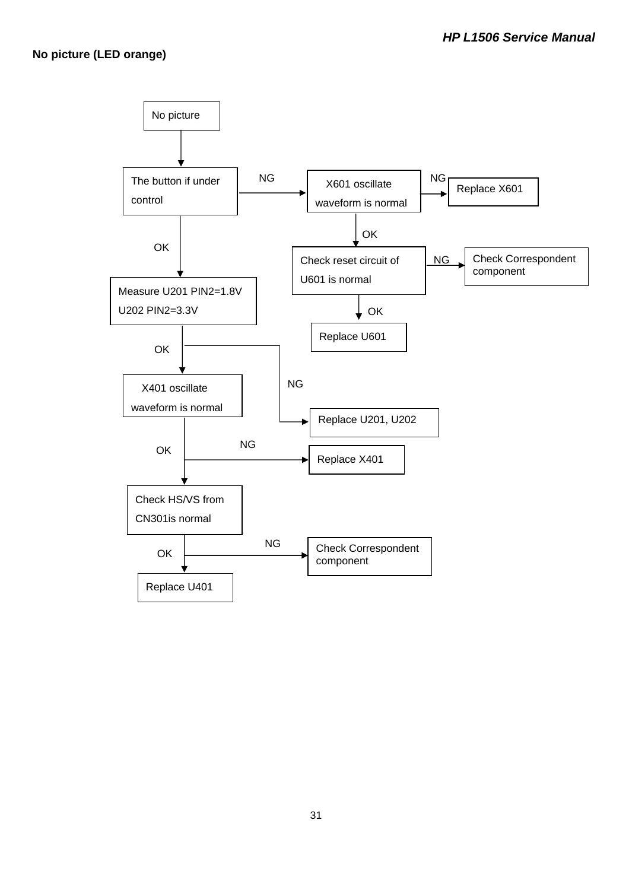## No picture (LED orange)

No picture

The button if under control

NG

X601 oscillate waveform is normal

NG

Replace X601

OK

Check reset circuit of U601 is normal

NG

Check Correspondent component

OK

Replace U601

OK

Measure U201 PIN2=1.8V U202 PIN2=3.3V

OK

NG

Replace U201, U202

X401 oscillate waveform is normal

NG

Replace X401

OK

Check HS/VS from CN301is normal

NG

Check Correspondent component

OK

Replace U401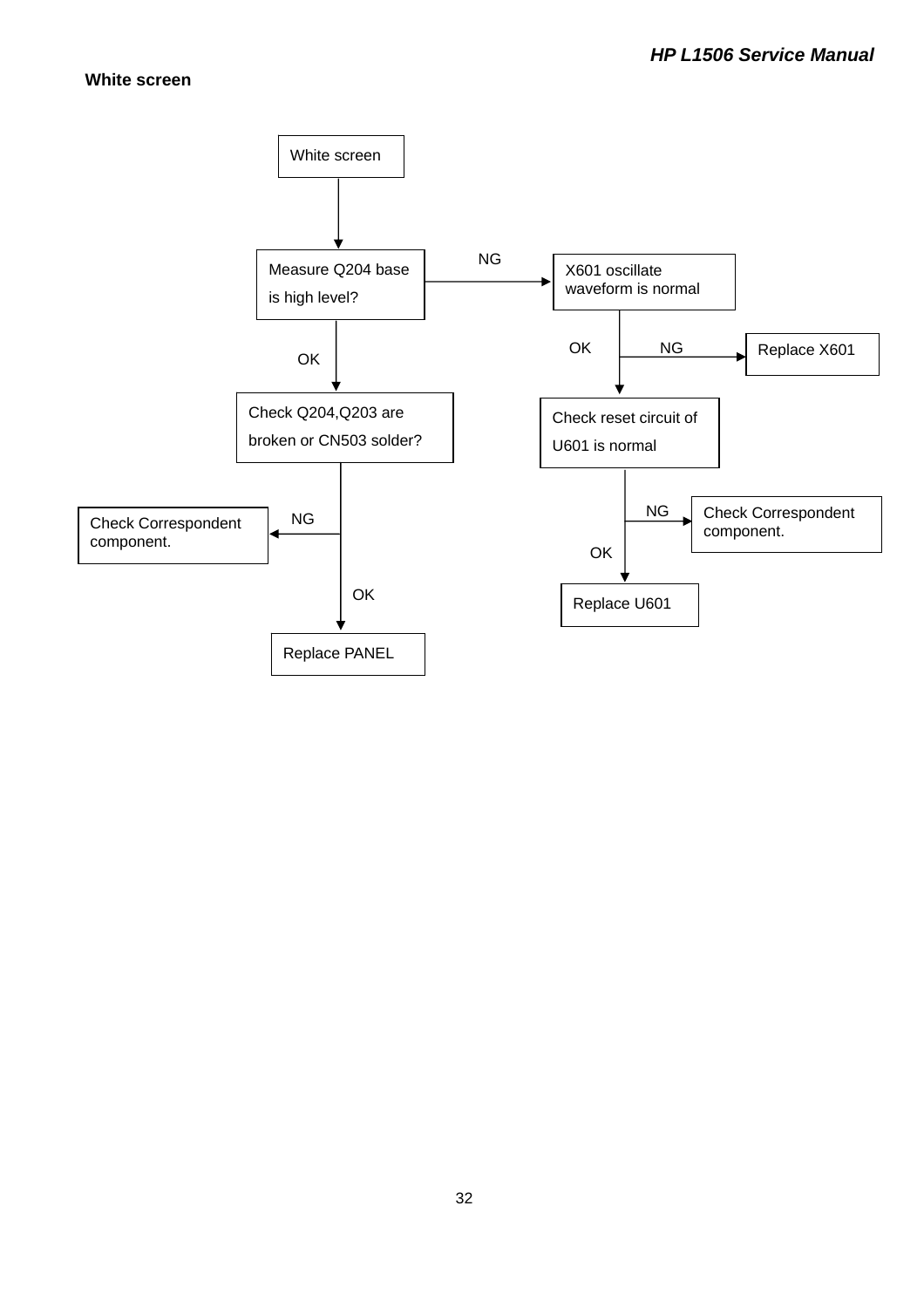## White screen

White screen

Measure Q204 base is high level?

- NG → X601 oscillate waveform is normal
  - NG → Replace X601
  - OK → Check reset circuit of U601 is normal
    - NG → Check Correspondent component.
    - OK → Replace U601
- OK → Check Q204,Q203 are broken or CN503 solder?
  - NG → Check Correspondent component.
  - OK → Replace PANEL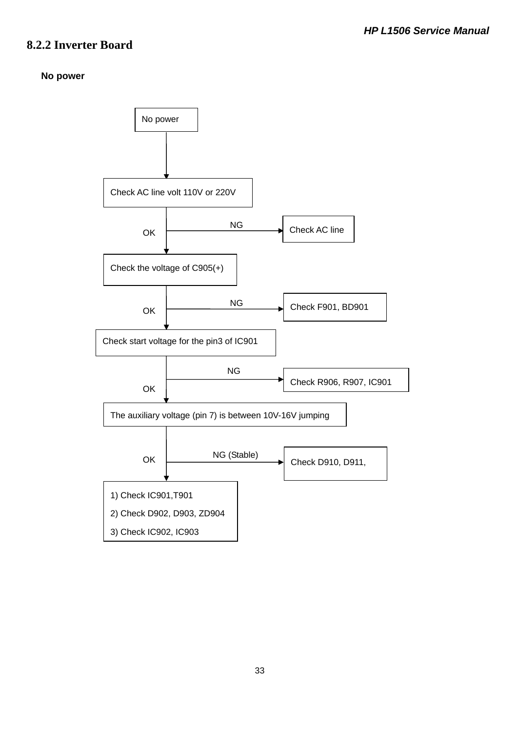## 8.2.2 Inverter Board

**No power**

No power

↓

Check AC line volt 110V or 220V

- NG → Check AC line
- OK ↓

Check the voltage of C905(+)

- NG → Check F901, BD901
- OK ↓

Check start voltage for the pin3 of IC901

- NG → Check R906, R907, IC901
- OK ↓

The auxiliary voltage (pin 7) is between 10V-16V jumping

- NG (Stable) → Check D910, D911,
- OK ↓

1) Check IC901,T901
2) Check D902, D903, ZD904
3) Check IC902, IC903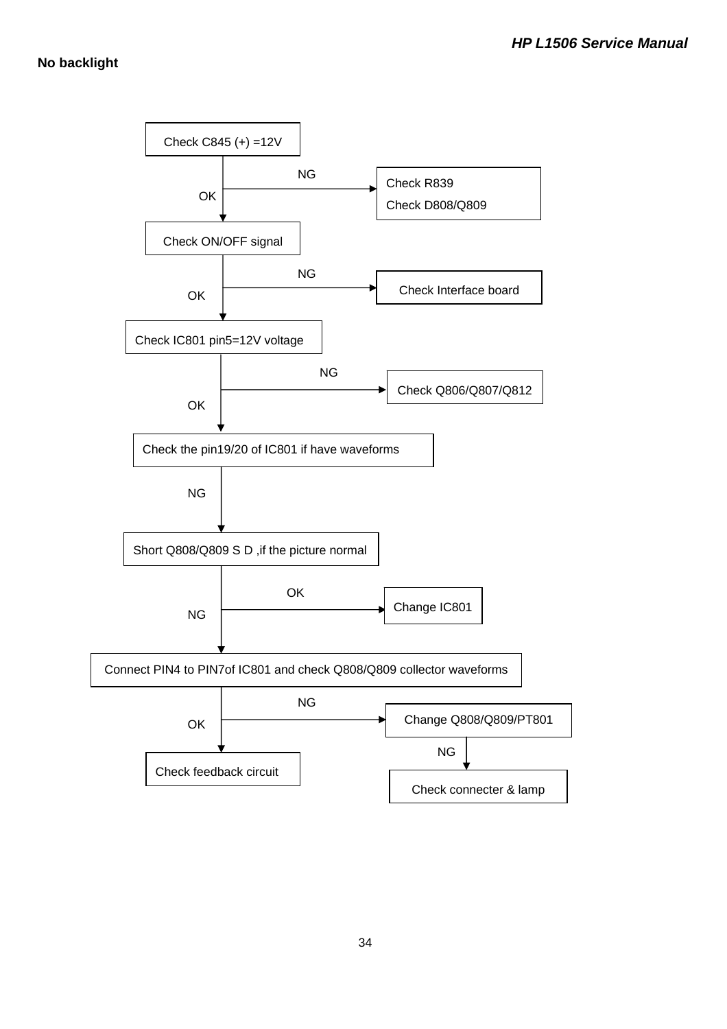**No backlight**

Check C845 (+) =12V

- NG → Check R839 / Check D808/Q809
- OK ↓

Check ON/OFF signal

- NG → Check Interface board
- OK ↓

Check IC801 pin5=12V voltage

- NG → Check Q806/Q807/Q812
- OK ↓

Check the pin19/20 of IC801 if have waveforms

- NG ↓

Short Q808/Q809 S D ,if the picture normal

- OK → Change IC801
- NG ↓

Connect PIN4 to PIN7of IC801 and check Q808/Q809 collector waveforms

- NG → Change Q808/Q809/PT801
  - NG ↓ Check connecter & lamp
- OK ↓

Check feedback circuit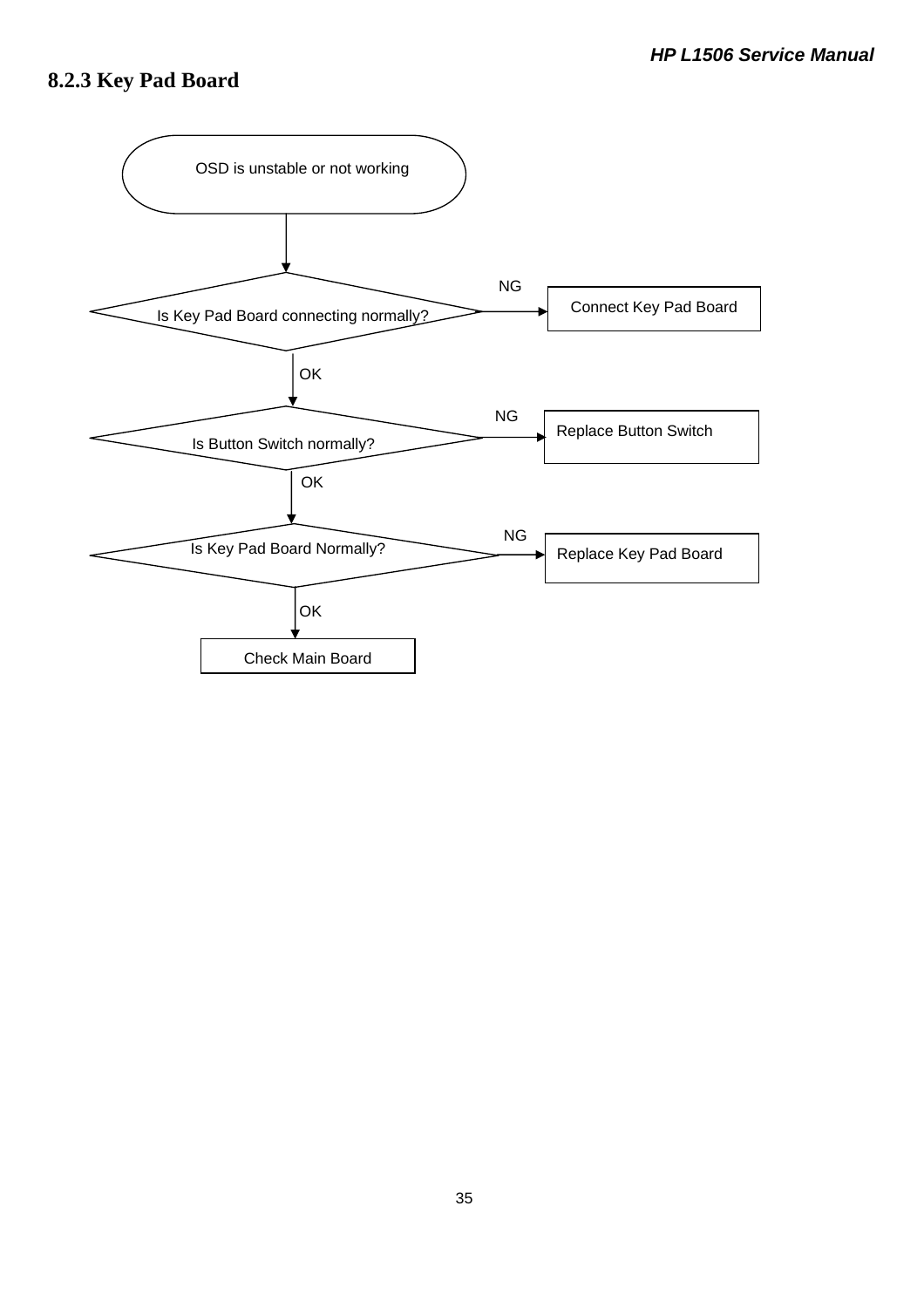### 8.2.3 Key Pad Board

OSD is unstable or not working

Is Key Pad Board connecting normally? — NG → Connect Key Pad Board

OK

Is Button Switch normally? — NG → Replace Button Switch

OK

Is Key Pad Board Normally? — NG → Replace Key Pad Board

OK

Check Main Board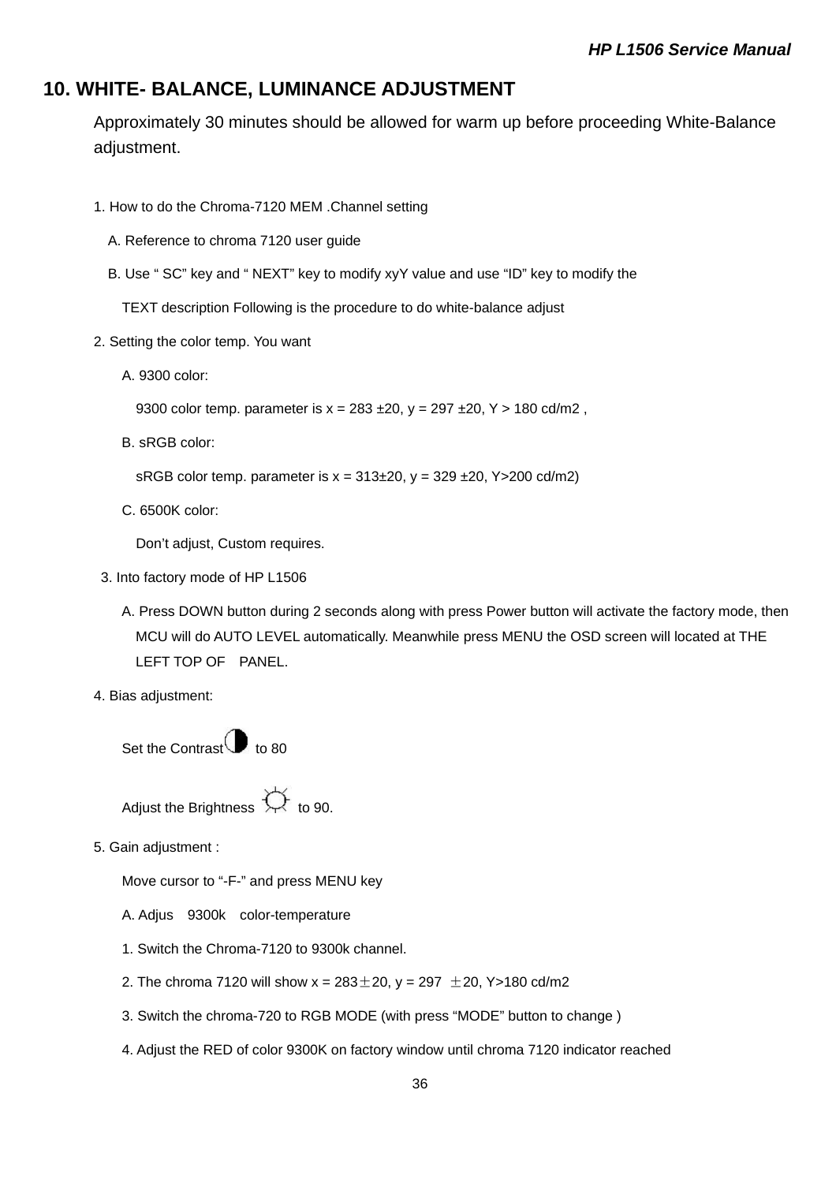## 10. WHITE- BALANCE, LUMINANCE ADJUSTMENT

Approximately 30 minutes should be allowed for warm up before proceeding White-Balance adjustment.

1. How to do the Chroma-7120 MEM .Channel setting

   A. Reference to chroma 7120 user guide

   B. Use " SC" key and " NEXT" key to modify xyY value and use "ID" key to modify the TEXT description Following is the procedure to do white-balance adjust

2. Setting the color temp. You want

   A. 9300 color:

   9300 color temp. parameter is x = 283 ±20, y = 297 ±20, Y > 180 cd/m2 ,

   B. sRGB color:

   sRGB color temp. parameter is x = 313±20, y = 329 ±20, Y>200 cd/m2)

   C. 6500K color:

   Don't adjust, Custom requires.

3. Into factory mode of HP L1506

   A. Press DOWN button during 2 seconds along with press Power button will activate the factory mode, then MCU will do AUTO LEVEL automatically. Meanwhile press MENU the OSD screen will located at THE LEFT TOP OF PANEL.

4. Bias adjustment:

   Set the Contrast to 80

   Adjust the Brightness to 90.

5. Gain adjustment :

   Move cursor to "-F-" and press MENU key

   A. Adjus 9300k color-temperature

   1. Switch the Chroma-7120 to 9300k channel.

   2. The chroma 7120 will show x = 283±20, y = 297 ±20, Y>180 cd/m2

   3. Switch the chroma-720 to RGB MODE (with press "MODE" button to change )

   4. Adjust the RED of color 9300K on factory window until chroma 7120 indicator reached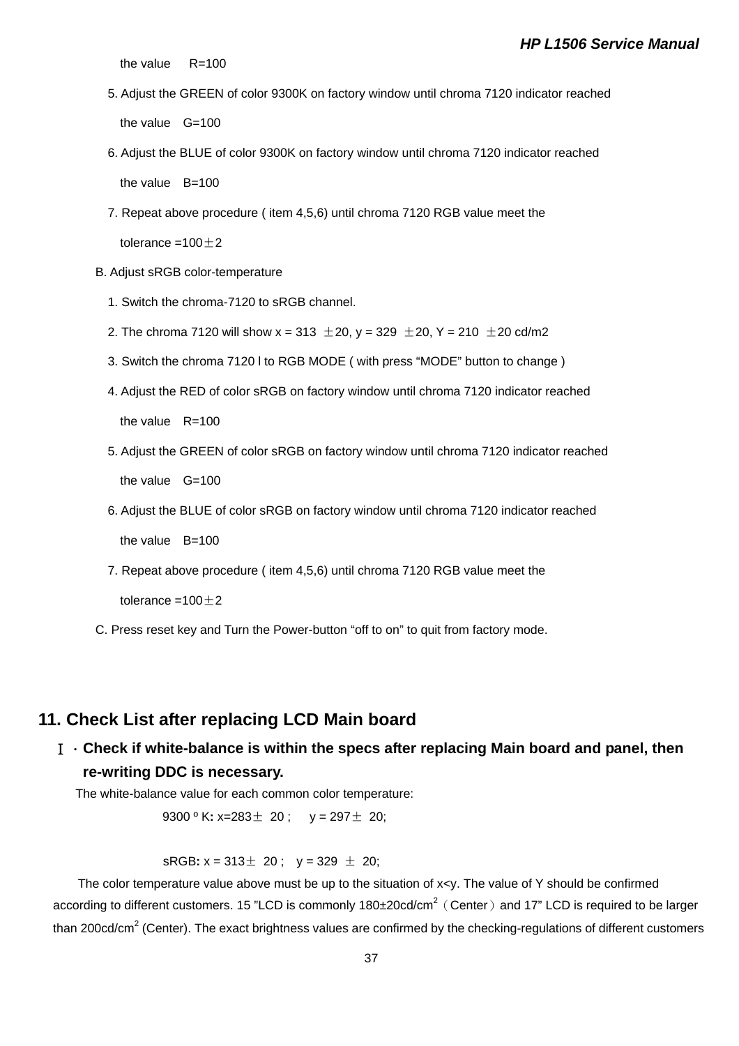the value R=100

5. Adjust the GREEN of color 9300K on factory window until chroma 7120 indicator reached

   the value G=100

6. Adjust the BLUE of color 9300K on factory window until chroma 7120 indicator reached

   the value B=100

7. Repeat above procedure ( item 4,5,6) until chroma 7120 RGB value meet the

   tolerance =100±2

B. Adjust sRGB color-temperature

1. Switch the chroma-7120 to sRGB channel.
2. The chroma 7120 will show x = 313 ±20, y = 329 ±20, Y = 210 ±20 cd/m2
3. Switch the chroma 7120 l to RGB MODE ( with press “MODE” button to change )
4. Adjust the RED of color sRGB on factory window until chroma 7120 indicator reached

   the value R=100

5. Adjust the GREEN of color sRGB on factory window until chroma 7120 indicator reached

   the value G=100

6. Adjust the BLUE of color sRGB on factory window until chroma 7120 indicator reached

   the value B=100

7. Repeat above procedure ( item 4,5,6) until chroma 7120 RGB value meet the

   tolerance =100±2

C. Press reset key and Turn the Power-button “off to on” to quit from factory mode.

## 11. Check List after replacing LCD Main board

**Ⅰ. Check if white-balance is within the specs after replacing Main board and panel, then re-writing DDC is necessary.**

The white-balance value for each common color temperature:

9300 º K**:** x=283± 20 ; y = 297± 20;

sRGB**:** x = 313± 20 ; y = 329 ± 20;

The color temperature value above must be up to the situation of x<y. The value of Y should be confirmed according to different customers. 15 ”LCD is commonly 180±20cd/cm$^2$（Center）and 17” LCD is required to be larger than 200cd/cm$^2$ (Center). The exact brightness values are confirmed by the checking-regulations of different customers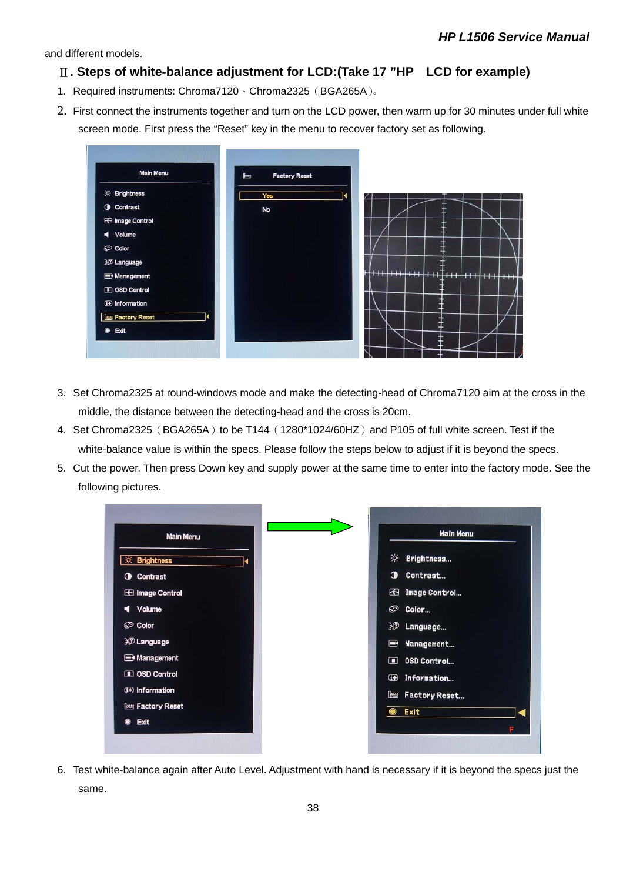and different models.

## Ⅱ. Steps of white-balance adjustment for LCD:(Take 17 "HP LCD for example)

1. Required instruments: Chroma7120、Chroma2325（BGA265A）。
2. First connect the instruments together and turn on the LCD power, then warm up for 30 minutes under full white screen mode. First press the "Reset" key in the menu to recover factory set as following.
3. Set Chroma2325 at round-windows mode and make the detecting-head of Chroma7120 aim at the cross in the middle, the distance between the detecting-head and the cross is 20cm.
4. Set Chroma2325（BGA265A）to be T144（1280*1024/60HZ）and P105 of full white screen. Test if the white-balance value is within the specs. Please follow the steps below to adjust if it is beyond the specs.
5. Cut the power. Then press Down key and supply power at the same time to enter into the factory mode. See the following pictures.
6. Test white-balance again after Auto Level. Adjustment with hand is necessary if it is beyond the specs just the same.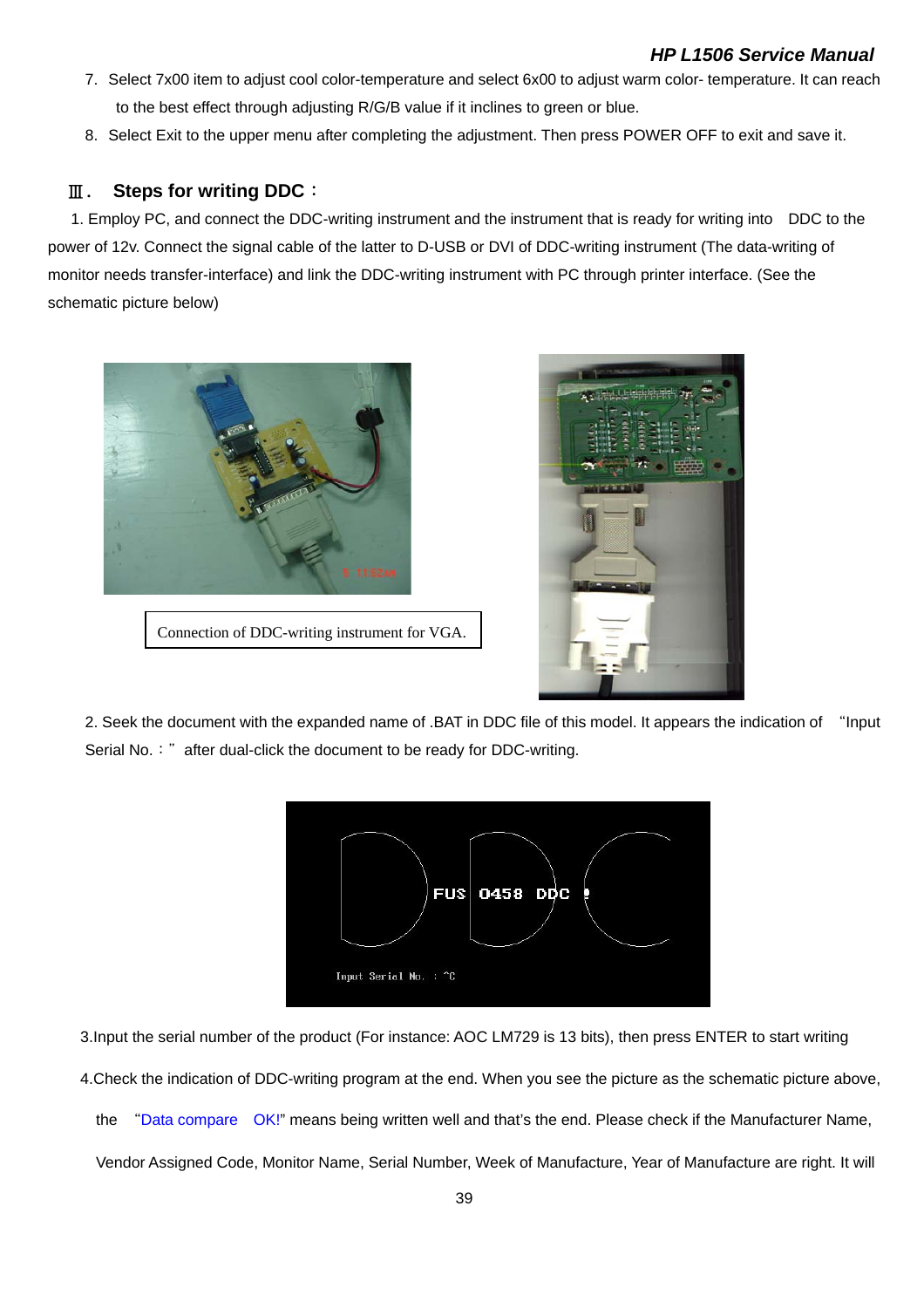7. Select 7x00 item to adjust cool color-temperature and select 6x00 to adjust warm color- temperature. It can reach to the best effect through adjusting R/G/B value if it inclines to green or blue.
8. Select Exit to the upper menu after completing the adjustment. Then press POWER OFF to exit and save it.

## Ⅲ. Steps for writing DDC：

1. Employ PC, and connect the DDC-writing instrument and the instrument that is ready for writing into DDC to the power of 12v. Connect the signal cable of the latter to D-USB or DVI of DDC-writing instrument (The data-writing of monitor needs transfer-interface) and link the DDC-writing instrument with PC through printer interface. (See the schematic picture below)

Connection of DDC-writing instrument for VGA.

2. Seek the document with the expanded name of .BAT in DDC file of this model. It appears the indication of "Input Serial No.：" after dual-click the document to be ready for DDC-writing.

3. Input the serial number of the product (For instance: AOC LM729 is 13 bits), then press ENTER to start writing

4. Check the indication of DDC-writing program at the end. When you see the picture as the schematic picture above, the "Data compare OK!" means being written well and that's the end. Please check if the Manufacturer Name, Vendor Assigned Code, Monitor Name, Serial Number, Week of Manufacture, Year of Manufacture are right. It will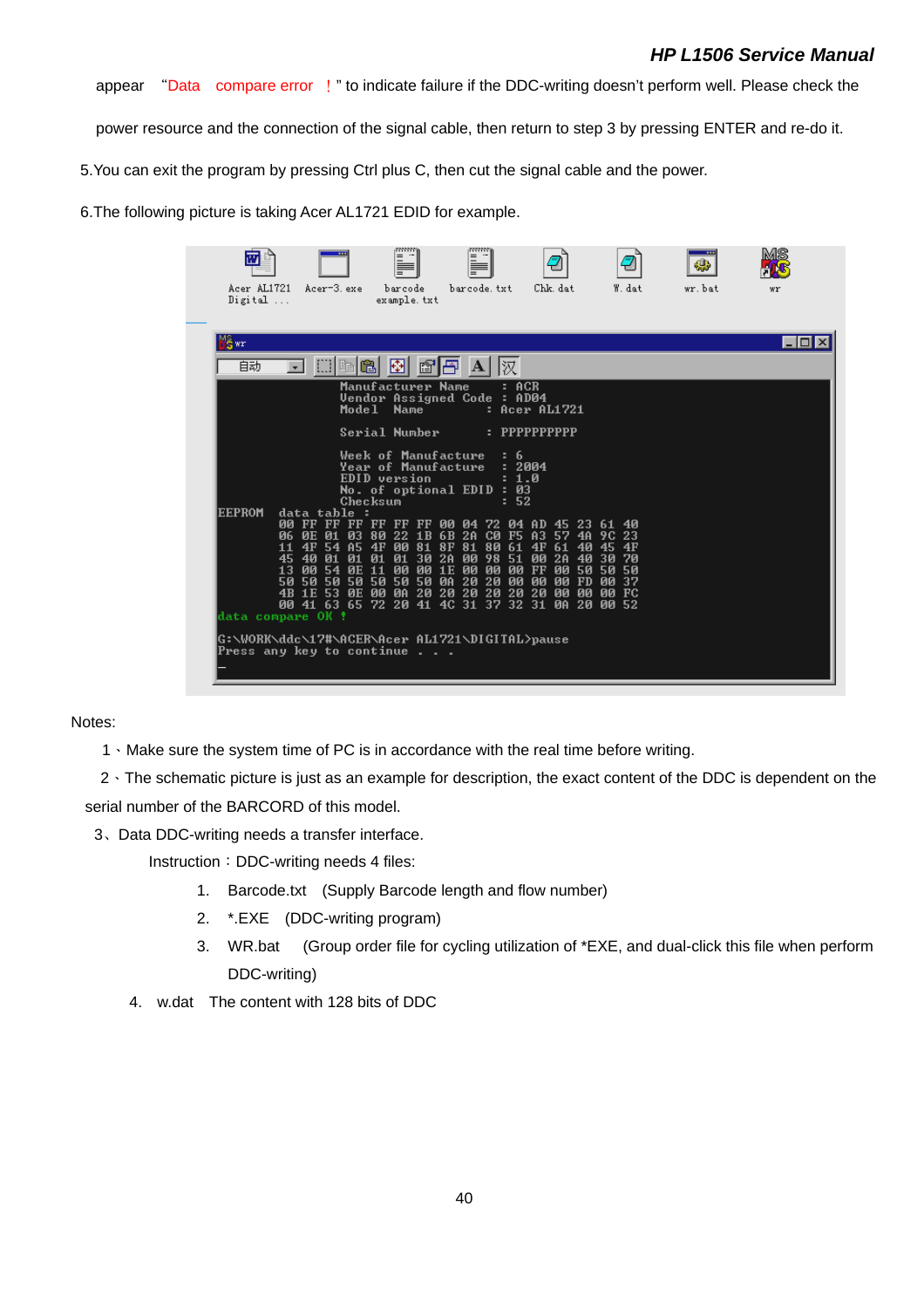appear "Data compare error ! " to indicate failure if the DDC-writing doesn't perform well. Please check the power resource and the connection of the signal cable, then return to step 3 by pressing ENTER and re-do it.

5.You can exit the program by pressing Ctrl plus C, then cut the signal cable and the power.

6.The following picture is taking Acer AL1721 EDID for example.

Notes:

1、Make sure the system time of PC is in accordance with the real time before writing.

2、The schematic picture is just as an example for description, the exact content of the DDC is dependent on the serial number of the BARCORD of this model.

3、Data DDC-writing needs a transfer interface.

Instruction：DDC-writing needs 4 files:

1. Barcode.txt (Supply Barcode length and flow number)
2. *.EXE (DDC-writing program)
3. WR.bat (Group order file for cycling utilization of *EXE, and dual-click this file when perform DDC-writing)
4. w.dat The content with 128 bits of DDC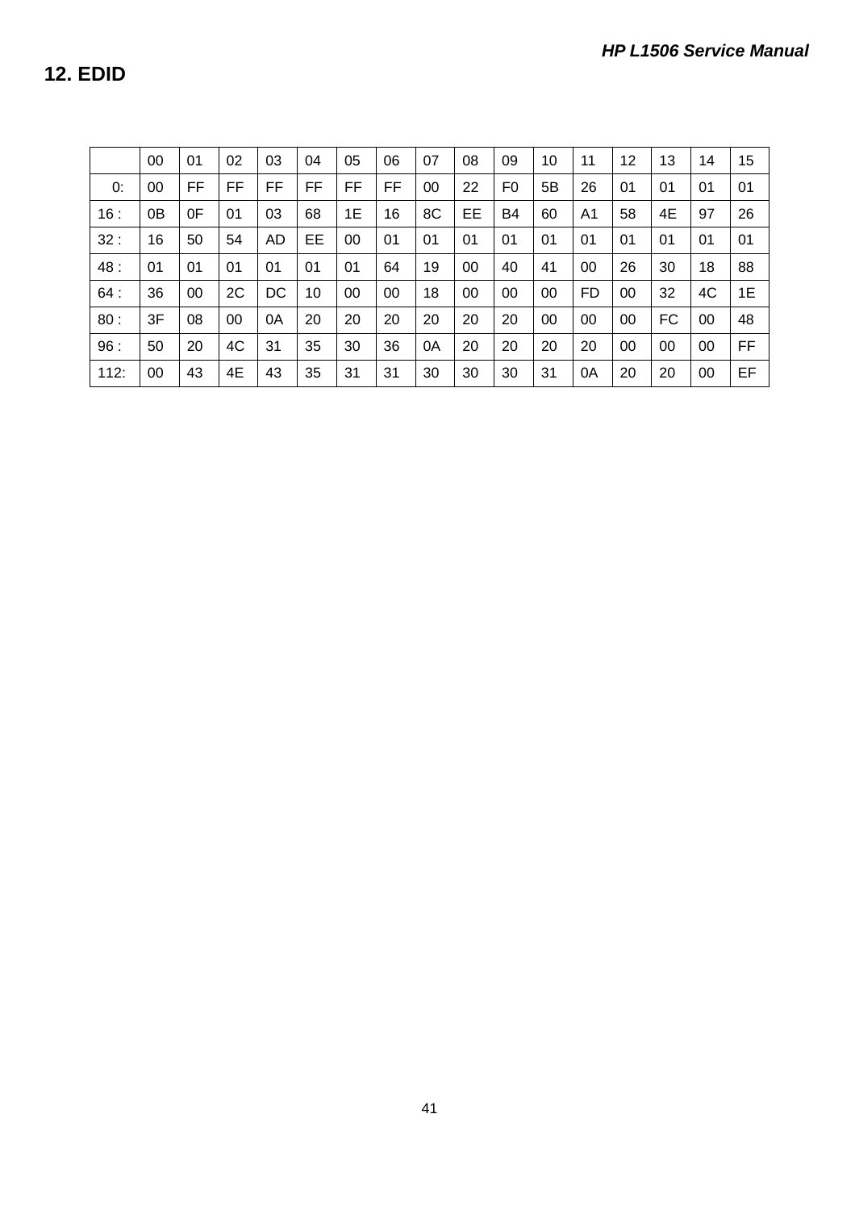## 12. EDID

| | 00 | 01 | 02 | 03 | 04 | 05 | 06 | 07 | 08 | 09 | 10 | 11 | 12 | 13 | 14 | 15 |
|---|---|---|---|---|---|---|---|---|---|---|---|---|---|---|---|---|
| 0: | 00 | FF | FF | FF | FF | FF | FF | 00 | 22 | F0 | 5B | 26 | 01 | 01 | 01 | 01 |
| 16 : | 0B | 0F | 01 | 03 | 68 | 1E | 16 | 8C | EE | B4 | 60 | A1 | 58 | 4E | 97 | 26 |
| 32 : | 16 | 50 | 54 | AD | EE | 00 | 01 | 01 | 01 | 01 | 01 | 01 | 01 | 01 | 01 | 01 |
| 48 : | 01 | 01 | 01 | 01 | 01 | 01 | 64 | 19 | 00 | 40 | 41 | 00 | 26 | 30 | 18 | 88 |
| 64 : | 36 | 00 | 2C | DC | 10 | 00 | 00 | 18 | 00 | 00 | 00 | FD | 00 | 32 | 4C | 1E |
| 80 : | 3F | 08 | 00 | 0A | 20 | 20 | 20 | 20 | 20 | 20 | 00 | 00 | 00 | FC | 00 | 48 |
| 96 : | 50 | 20 | 4C | 31 | 35 | 30 | 36 | 0A | 20 | 20 | 20 | 20 | 00 | 00 | 00 | FF |
| 112: | 00 | 43 | 4E | 43 | 35 | 31 | 31 | 30 | 30 | 30 | 31 | 0A | 20 | 20 | 00 | EF |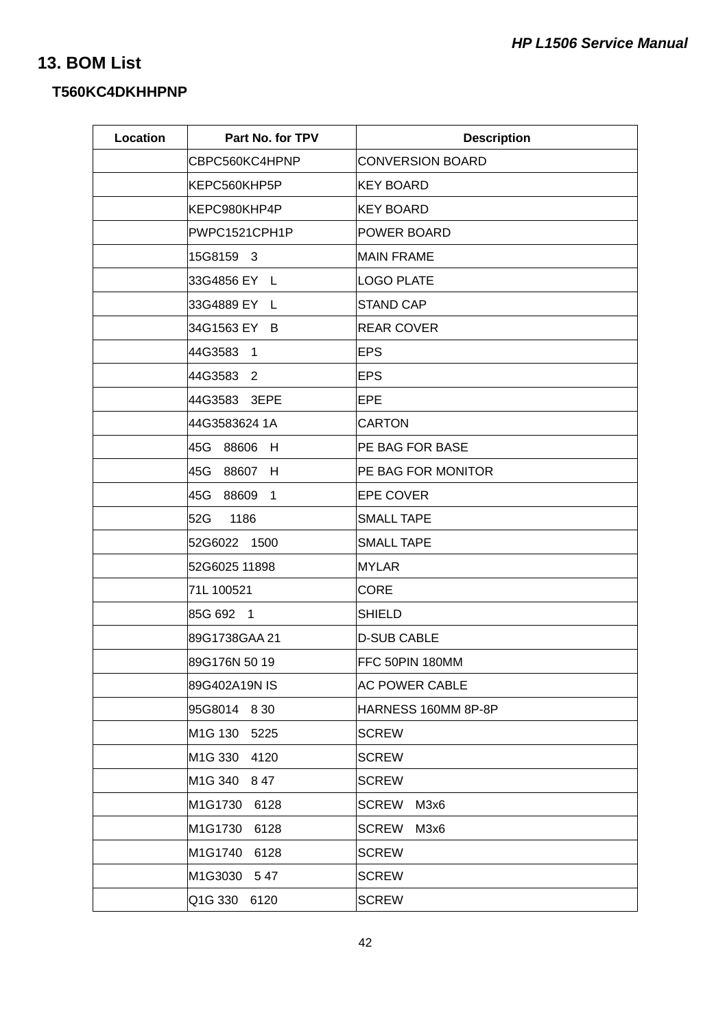# 13. BOM List

## T560KC4DKHHPNP

| Location | Part No. for TPV | Description |
|---|---|---|
| | CBPC560KC4HPNP | CONVERSION BOARD |
| | KEPC560KHP5P | KEY BOARD |
| | KEPC980KHP4P | KEY BOARD |
| | PWPC1521CPH1P | POWER BOARD |
| | 15G8159 3 | MAIN FRAME |
| | 33G4856 EY L | LOGO PLATE |
| | 33G4889 EY L | STAND CAP |
| | 34G1563 EY B | REAR COVER |
| | 44G3583 1 | EPS |
| | 44G3583 2 | EPS |
| | 44G3583 3EPE | EPE |
| | 44G3583624 1A | CARTON |
| | 45G 88606 H | PE BAG FOR BASE |
| | 45G 88607 H | PE BAG FOR MONITOR |
| | 45G 88609 1 | EPE COVER |
| | 52G 1186 | SMALL TAPE |
| | 52G6022 1500 | SMALL TAPE |
| | 52G6025 11898 | MYLAR |
| | 71L 100521 | CORE |
| | 85G 692 1 | SHIELD |
| | 89G1738GAA 21 | D-SUB CABLE |
| | 89G176N 50 19 | FFC 50PIN 180MM |
| | 89G402A19N IS | AC POWER CABLE |
| | 95G8014 8 30 | HARNESS 160MM 8P-8P |
| | M1G 130 5225 | SCREW |
| | M1G 330 4120 | SCREW |
| | M1G 340 8 47 | SCREW |
| | M1G1730 6128 | SCREW M3x6 |
| | M1G1730 6128 | SCREW M3x6 |
| | M1G1740 6128 | SCREW |
| | M1G3030 5 47 | SCREW |
| | Q1G 330 6120 | SCREW |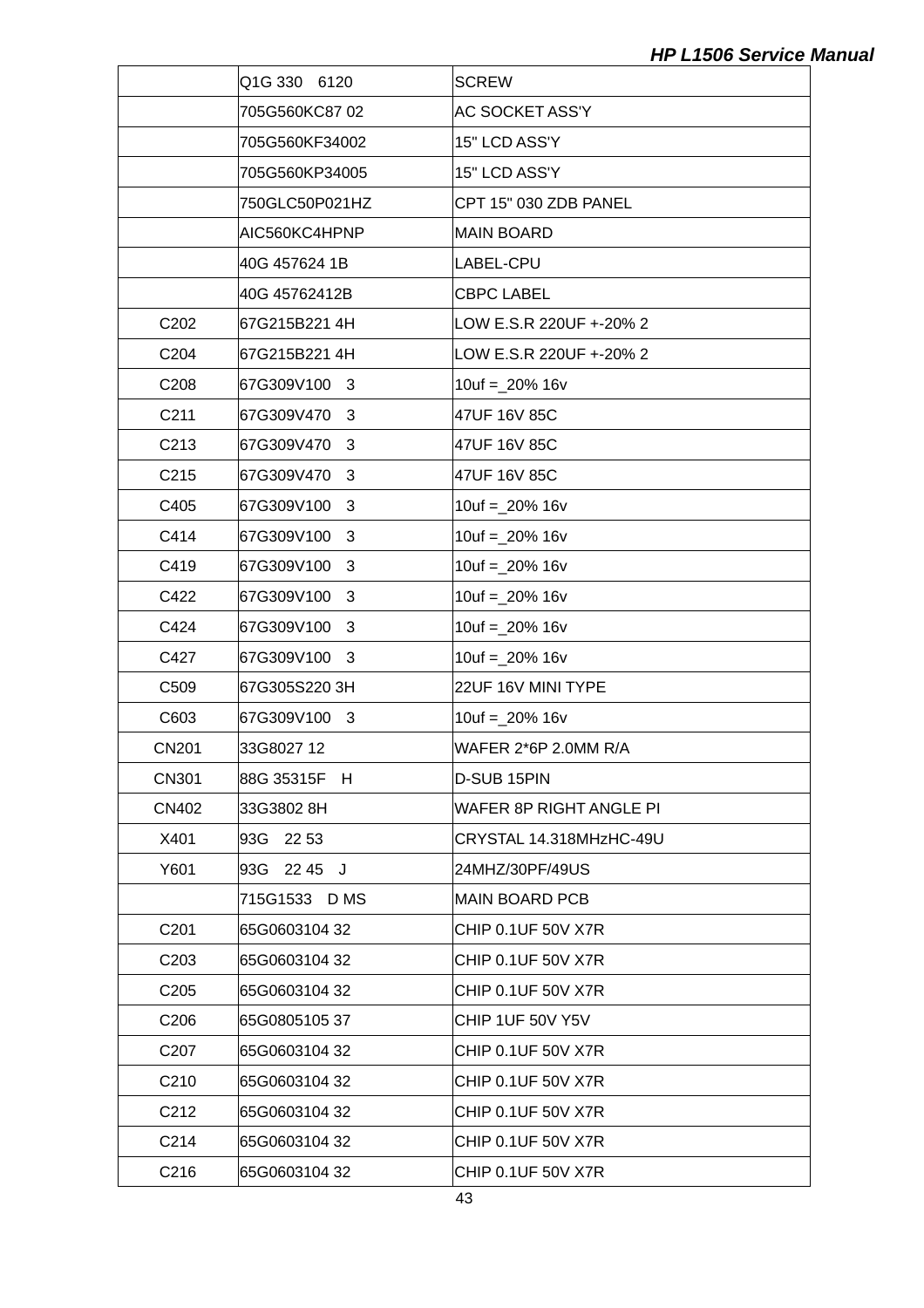| | | |
|---|---|---|
| | Q1G 330 6120 | SCREW |
| | 705G560KC87 02 | AC SOCKET ASS'Y |
| | 705G560KF34002 | 15" LCD ASS'Y |
| | 705G560KP34005 | 15" LCD ASS'Y |
| | 750GLC50P021HZ | CPT 15" 030 ZDB PANEL |
| | AIC560KC4HPNP | MAIN BOARD |
| | 40G 457624 1B | LABEL-CPU |
| | 40G 45762412B | CBPC LABEL |
| C202 | 67G215B221 4H | LOW E.S.R 220UF +-20% 2 |
| C204 | 67G215B221 4H | LOW E.S.R 220UF +-20% 2 |
| C208 | 67G309V100 3 | 10uf =_20% 16v |
| C211 | 67G309V470 3 | 47UF 16V 85C |
| C213 | 67G309V470 3 | 47UF 16V 85C |
| C215 | 67G309V470 3 | 47UF 16V 85C |
| C405 | 67G309V100 3 | 10uf =_20% 16v |
| C414 | 67G309V100 3 | 10uf =_20% 16v |
| C419 | 67G309V100 3 | 10uf =_20% 16v |
| C422 | 67G309V100 3 | 10uf =_20% 16v |
| C424 | 67G309V100 3 | 10uf =_20% 16v |
| C427 | 67G309V100 3 | 10uf =_20% 16v |
| C509 | 67G305S220 3H | 22UF 16V MINI TYPE |
| C603 | 67G309V100 3 | 10uf =_20% 16v |
| CN201 | 33G8027 12 | WAFER 2*6P 2.0MM R/A |
| CN301 | 88G 35315F H | D-SUB 15PIN |
| CN402 | 33G3802 8H | WAFER 8P RIGHT ANGLE PI |
| X401 | 93G 22 53 | CRYSTAL 14.318MHzHC-49U |
| Y601 | 93G 22 45 J | 24MHZ/30PF/49US |
| | 715G1533 D MS | MAIN BOARD PCB |
| C201 | 65G0603104 32 | CHIP 0.1UF 50V X7R |
| C203 | 65G0603104 32 | CHIP 0.1UF 50V X7R |
| C205 | 65G0603104 32 | CHIP 0.1UF 50V X7R |
| C206 | 65G0805105 37 | CHIP 1UF 50V Y5V |
| C207 | 65G0603104 32 | CHIP 0.1UF 50V X7R |
| C210 | 65G0603104 32 | CHIP 0.1UF 50V X7R |
| C212 | 65G0603104 32 | CHIP 0.1UF 50V X7R |
| C214 | 65G0603104 32 | CHIP 0.1UF 50V X7R |
| C216 | 65G0603104 32 | CHIP 0.1UF 50V X7R |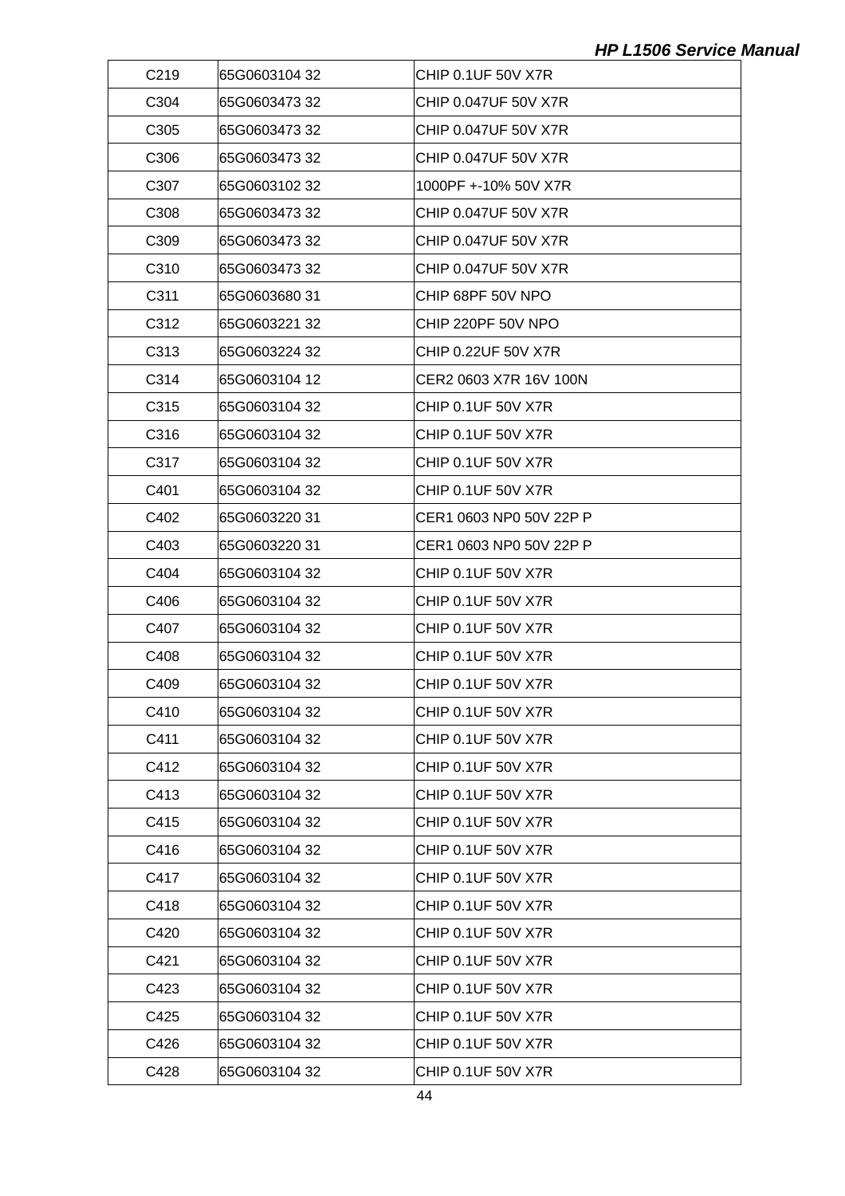| C219 | 65G0603104 32 | CHIP 0.1UF 50V X7R |
|---|---|---|
| C304 | 65G0603473 32 | CHIP 0.047UF 50V X7R |
| C305 | 65G0603473 32 | CHIP 0.047UF 50V X7R |
| C306 | 65G0603473 32 | CHIP 0.047UF 50V X7R |
| C307 | 65G0603102 32 | 1000PF +-10% 50V X7R |
| C308 | 65G0603473 32 | CHIP 0.047UF 50V X7R |
| C309 | 65G0603473 32 | CHIP 0.047UF 50V X7R |
| C310 | 65G0603473 32 | CHIP 0.047UF 50V X7R |
| C311 | 65G0603680 31 | CHIP 68PF 50V NPO |
| C312 | 65G0603221 32 | CHIP 220PF 50V NPO |
| C313 | 65G0603224 32 | CHIP 0.22UF 50V X7R |
| C314 | 65G0603104 12 | CER2 0603 X7R 16V 100N |
| C315 | 65G0603104 32 | CHIP 0.1UF 50V X7R |
| C316 | 65G0603104 32 | CHIP 0.1UF 50V X7R |
| C317 | 65G0603104 32 | CHIP 0.1UF 50V X7R |
| C401 | 65G0603104 32 | CHIP 0.1UF 50V X7R |
| C402 | 65G0603220 31 | CER1 0603 NP0 50V 22P P |
| C403 | 65G0603220 31 | CER1 0603 NP0 50V 22P P |
| C404 | 65G0603104 32 | CHIP 0.1UF 50V X7R |
| C406 | 65G0603104 32 | CHIP 0.1UF 50V X7R |
| C407 | 65G0603104 32 | CHIP 0.1UF 50V X7R |
| C408 | 65G0603104 32 | CHIP 0.1UF 50V X7R |
| C409 | 65G0603104 32 | CHIP 0.1UF 50V X7R |
| C410 | 65G0603104 32 | CHIP 0.1UF 50V X7R |
| C411 | 65G0603104 32 | CHIP 0.1UF 50V X7R |
| C412 | 65G0603104 32 | CHIP 0.1UF 50V X7R |
| C413 | 65G0603104 32 | CHIP 0.1UF 50V X7R |
| C415 | 65G0603104 32 | CHIP 0.1UF 50V X7R |
| C416 | 65G0603104 32 | CHIP 0.1UF 50V X7R |
| C417 | 65G0603104 32 | CHIP 0.1UF 50V X7R |
| C418 | 65G0603104 32 | CHIP 0.1UF 50V X7R |
| C420 | 65G0603104 32 | CHIP 0.1UF 50V X7R |
| C421 | 65G0603104 32 | CHIP 0.1UF 50V X7R |
| C423 | 65G0603104 32 | CHIP 0.1UF 50V X7R |
| C425 | 65G0603104 32 | CHIP 0.1UF 50V X7R |
| C426 | 65G0603104 32 | CHIP 0.1UF 50V X7R |
| C428 | 65G0603104 32 | CHIP 0.1UF 50V X7R |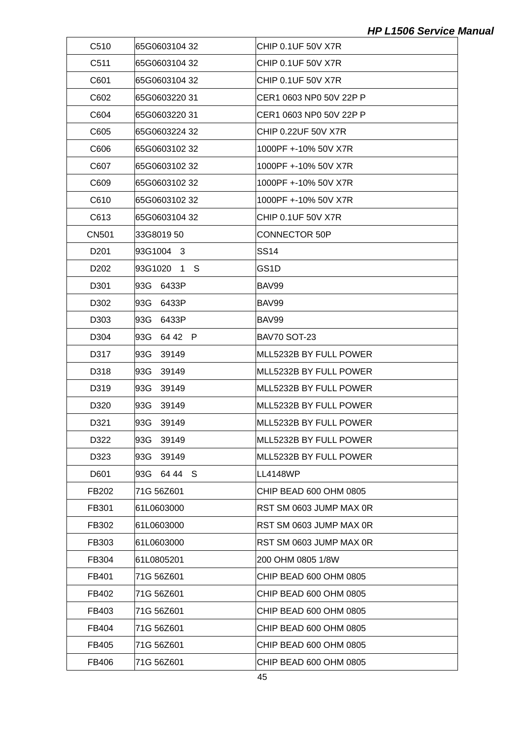| C510 | 65G0603104 32 | CHIP 0.1UF 50V X7R |
|---|---|---|
| C511 | 65G0603104 32 | CHIP 0.1UF 50V X7R |
| C601 | 65G0603104 32 | CHIP 0.1UF 50V X7R |
| C602 | 65G0603220 31 | CER1 0603 NP0 50V 22P P |
| C604 | 65G0603220 31 | CER1 0603 NP0 50V 22P P |
| C605 | 65G0603224 32 | CHIP 0.22UF 50V X7R |
| C606 | 65G0603102 32 | 1000PF +-10% 50V X7R |
| C607 | 65G0603102 32 | 1000PF +-10% 50V X7R |
| C609 | 65G0603102 32 | 1000PF +-10% 50V X7R |
| C610 | 65G0603102 32 | 1000PF +-10% 50V X7R |
| C613 | 65G0603104 32 | CHIP 0.1UF 50V X7R |
| CN501 | 33G8019 50 | CONNECTOR 50P |
| D201 | 93G1004 3 | SS14 |
| D202 | 93G1020 1 S | GS1D |
| D301 | 93G 6433P | BAV99 |
| D302 | 93G 6433P | BAV99 |
| D303 | 93G 6433P | BAV99 |
| D304 | 93G 64 42 P | BAV70 SOT-23 |
| D317 | 93G 39149 | MLL5232B BY FULL POWER |
| D318 | 93G 39149 | MLL5232B BY FULL POWER |
| D319 | 93G 39149 | MLL5232B BY FULL POWER |
| D320 | 93G 39149 | MLL5232B BY FULL POWER |
| D321 | 93G 39149 | MLL5232B BY FULL POWER |
| D322 | 93G 39149 | MLL5232B BY FULL POWER |
| D323 | 93G 39149 | MLL5232B BY FULL POWER |
| D601 | 93G 64 44 S | LL4148WP |
| FB202 | 71G 56Z601 | CHIP BEAD 600 OHM 0805 |
| FB301 | 61L0603000 | RST SM 0603 JUMP MAX 0R |
| FB302 | 61L0603000 | RST SM 0603 JUMP MAX 0R |
| FB303 | 61L0603000 | RST SM 0603 JUMP MAX 0R |
| FB304 | 61L0805201 | 200 OHM 0805 1/8W |
| FB401 | 71G 56Z601 | CHIP BEAD 600 OHM 0805 |
| FB402 | 71G 56Z601 | CHIP BEAD 600 OHM 0805 |
| FB403 | 71G 56Z601 | CHIP BEAD 600 OHM 0805 |
| FB404 | 71G 56Z601 | CHIP BEAD 600 OHM 0805 |
| FB405 | 71G 56Z601 | CHIP BEAD 600 OHM 0805 |
| FB406 | 71G 56Z601 | CHIP BEAD 600 OHM 0805 |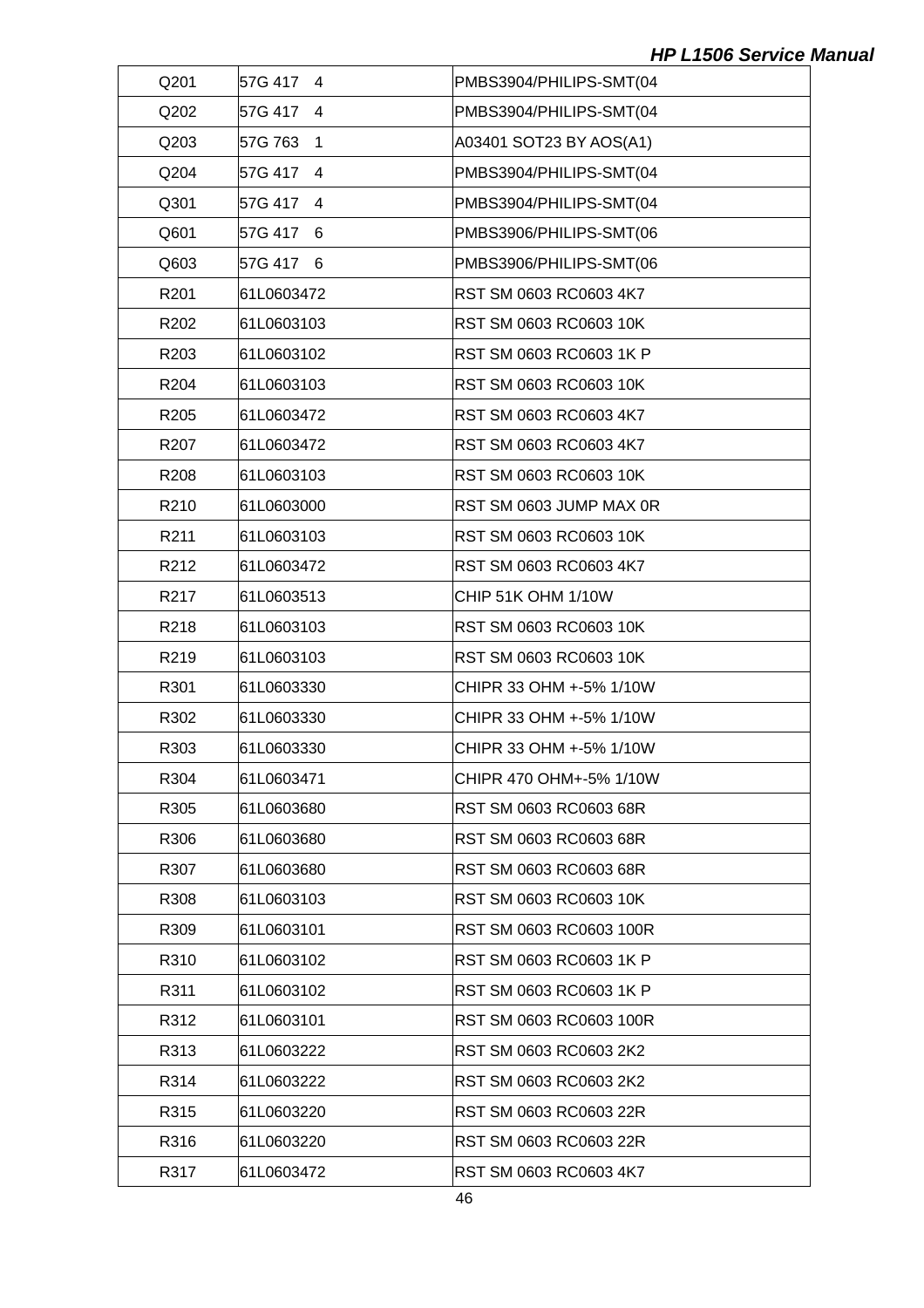| Q201 | 57G 417 4 | PMBS3904/PHILIPS-SMT(04 |
|---|---|---|
| Q202 | 57G 417 4 | PMBS3904/PHILIPS-SMT(04 |
| Q203 | 57G 763 1 | A03401 SOT23 BY AOS(A1) |
| Q204 | 57G 417 4 | PMBS3904/PHILIPS-SMT(04 |
| Q301 | 57G 417 4 | PMBS3904/PHILIPS-SMT(04 |
| Q601 | 57G 417 6 | PMBS3906/PHILIPS-SMT(06 |
| Q603 | 57G 417 6 | PMBS3906/PHILIPS-SMT(06 |
| R201 | 61L0603472 | RST SM 0603 RC0603 4K7 |
| R202 | 61L0603103 | RST SM 0603 RC0603 10K |
| R203 | 61L0603102 | RST SM 0603 RC0603 1K P |
| R204 | 61L0603103 | RST SM 0603 RC0603 10K |
| R205 | 61L0603472 | RST SM 0603 RC0603 4K7 |
| R207 | 61L0603472 | RST SM 0603 RC0603 4K7 |
| R208 | 61L0603103 | RST SM 0603 RC0603 10K |
| R210 | 61L0603000 | RST SM 0603 JUMP MAX 0R |
| R211 | 61L0603103 | RST SM 0603 RC0603 10K |
| R212 | 61L0603472 | RST SM 0603 RC0603 4K7 |
| R217 | 61L0603513 | CHIP 51K OHM 1/10W |
| R218 | 61L0603103 | RST SM 0603 RC0603 10K |
| R219 | 61L0603103 | RST SM 0603 RC0603 10K |
| R301 | 61L0603330 | CHIPR 33 OHM +-5% 1/10W |
| R302 | 61L0603330 | CHIPR 33 OHM +-5% 1/10W |
| R303 | 61L0603330 | CHIPR 33 OHM +-5% 1/10W |
| R304 | 61L0603471 | CHIPR 470 OHM+-5% 1/10W |
| R305 | 61L0603680 | RST SM 0603 RC0603 68R |
| R306 | 61L0603680 | RST SM 0603 RC0603 68R |
| R307 | 61L0603680 | RST SM 0603 RC0603 68R |
| R308 | 61L0603103 | RST SM 0603 RC0603 10K |
| R309 | 61L0603101 | RST SM 0603 RC0603 100R |
| R310 | 61L0603102 | RST SM 0603 RC0603 1K P |
| R311 | 61L0603102 | RST SM 0603 RC0603 1K P |
| R312 | 61L0603101 | RST SM 0603 RC0603 100R |
| R313 | 61L0603222 | RST SM 0603 RC0603 2K2 |
| R314 | 61L0603222 | RST SM 0603 RC0603 2K2 |
| R315 | 61L0603220 | RST SM 0603 RC0603 22R |
| R316 | 61L0603220 | RST SM 0603 RC0603 22R |
| R317 | 61L0603472 | RST SM 0603 RC0603 4K7 |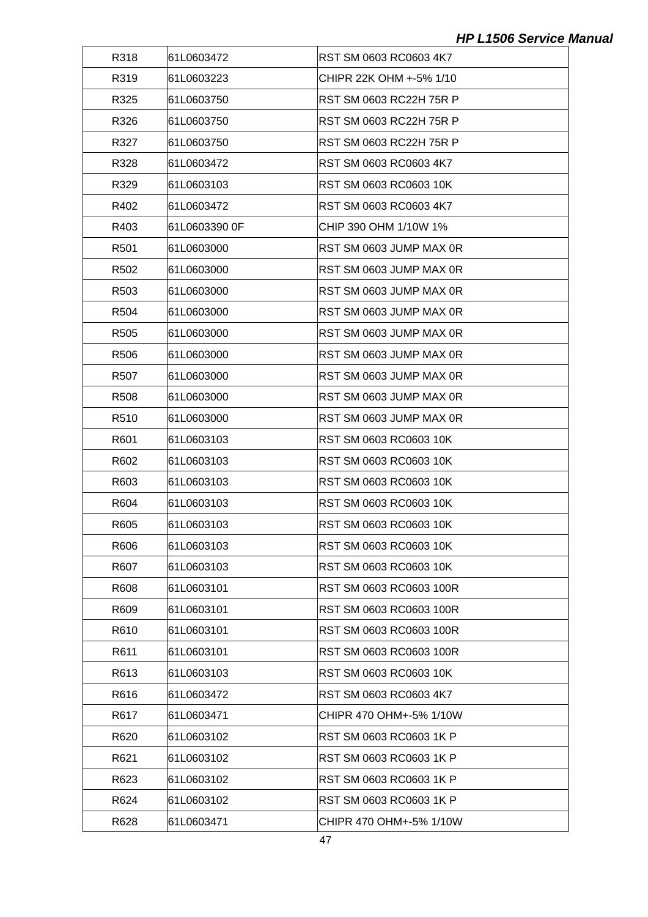| R318 | 61L0603472 | RST SM 0603 RC0603 4K7 |
|---|---|---|
| R319 | 61L0603223 | CHIPR 22K OHM +-5% 1/10 |
| R325 | 61L0603750 | RST SM 0603 RC22H 75R P |
| R326 | 61L0603750 | RST SM 0603 RC22H 75R P |
| R327 | 61L0603750 | RST SM 0603 RC22H 75R P |
| R328 | 61L0603472 | RST SM 0603 RC0603 4K7 |
| R329 | 61L0603103 | RST SM 0603 RC0603 10K |
| R402 | 61L0603472 | RST SM 0603 RC0603 4K7 |
| R403 | 61L0603390 0F | CHIP 390 OHM 1/10W 1% |
| R501 | 61L0603000 | RST SM 0603 JUMP MAX 0R |
| R502 | 61L0603000 | RST SM 0603 JUMP MAX 0R |
| R503 | 61L0603000 | RST SM 0603 JUMP MAX 0R |
| R504 | 61L0603000 | RST SM 0603 JUMP MAX 0R |
| R505 | 61L0603000 | RST SM 0603 JUMP MAX 0R |
| R506 | 61L0603000 | RST SM 0603 JUMP MAX 0R |
| R507 | 61L0603000 | RST SM 0603 JUMP MAX 0R |
| R508 | 61L0603000 | RST SM 0603 JUMP MAX 0R |
| R510 | 61L0603000 | RST SM 0603 JUMP MAX 0R |
| R601 | 61L0603103 | RST SM 0603 RC0603 10K |
| R602 | 61L0603103 | RST SM 0603 RC0603 10K |
| R603 | 61L0603103 | RST SM 0603 RC0603 10K |
| R604 | 61L0603103 | RST SM 0603 RC0603 10K |
| R605 | 61L0603103 | RST SM 0603 RC0603 10K |
| R606 | 61L0603103 | RST SM 0603 RC0603 10K |
| R607 | 61L0603103 | RST SM 0603 RC0603 10K |
| R608 | 61L0603101 | RST SM 0603 RC0603 100R |
| R609 | 61L0603101 | RST SM 0603 RC0603 100R |
| R610 | 61L0603101 | RST SM 0603 RC0603 100R |
| R611 | 61L0603101 | RST SM 0603 RC0603 100R |
| R613 | 61L0603103 | RST SM 0603 RC0603 10K |
| R616 | 61L0603472 | RST SM 0603 RC0603 4K7 |
| R617 | 61L0603471 | CHIPR 470 OHM+-5% 1/10W |
| R620 | 61L0603102 | RST SM 0603 RC0603 1K P |
| R621 | 61L0603102 | RST SM 0603 RC0603 1K P |
| R623 | 61L0603102 | RST SM 0603 RC0603 1K P |
| R624 | 61L0603102 | RST SM 0603 RC0603 1K P |
| R628 | 61L0603471 | CHIPR 470 OHM+-5% 1/10W |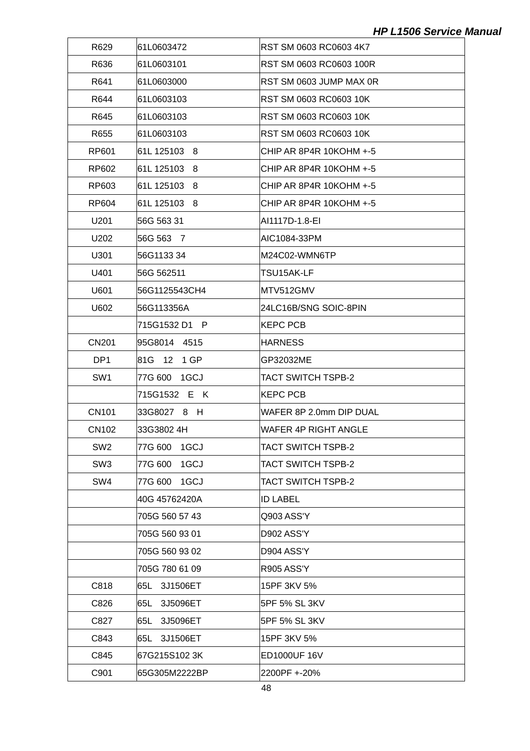| R629 | 61L0603472 | RST SM 0603 RC0603 4K7 |
|---|---|---|
| R636 | 61L0603101 | RST SM 0603 RC0603 100R |
| R641 | 61L0603000 | RST SM 0603 JUMP MAX 0R |
| R644 | 61L0603103 | RST SM 0603 RC0603 10K |
| R645 | 61L0603103 | RST SM 0603 RC0603 10K |
| R655 | 61L0603103 | RST SM 0603 RC0603 10K |
| RP601 | 61L 125103 8 | CHIP AR 8P4R 10KOHM +-5 |
| RP602 | 61L 125103 8 | CHIP AR 8P4R 10KOHM +-5 |
| RP603 | 61L 125103 8 | CHIP AR 8P4R 10KOHM +-5 |
| RP604 | 61L 125103 8 | CHIP AR 8P4R 10KOHM +-5 |
| U201 | 56G 563 31 | AI1117D-1.8-EI |
| U202 | 56G 563 7 | AIC1084-33PM |
| U301 | 56G1133 34 | M24C02-WMN6TP |
| U401 | 56G 562511 | TSU15AK-LF |
| U601 | 56G1125543CH4 | MTV512GMV |
| U602 | 56G113356A | 24LC16B/SNG SOIC-8PIN |
| | 715G1532 D1 P | KEPC PCB |
| CN201 | 95G8014 4515 | HARNESS |
| DP1 | 81G 12 1 GP | GP32032ME |
| SW1 | 77G 600 1GCJ | TACT SWITCH TSPB-2 |
| | 715G1532 E K | KEPC PCB |
| CN101 | 33G8027 8 H | WAFER 8P 2.0mm DIP DUAL |
| CN102 | 33G3802 4H | WAFER 4P RIGHT ANGLE |
| SW2 | 77G 600 1GCJ | TACT SWITCH TSPB-2 |
| SW3 | 77G 600 1GCJ | TACT SWITCH TSPB-2 |
| SW4 | 77G 600 1GCJ | TACT SWITCH TSPB-2 |
| | 40G 45762420A | ID LABEL |
| | 705G 560 57 43 | Q903 ASS'Y |
| | 705G 560 93 01 | D902 ASS'Y |
| | 705G 560 93 02 | D904 ASS'Y |
| | 705G 780 61 09 | R905 ASS'Y |
| C818 | 65L 3J1506ET | 15PF 3KV 5% |
| C826 | 65L 3J5096ET | 5PF 5% SL 3KV |
| C827 | 65L 3J5096ET | 5PF 5% SL 3KV |
| C843 | 65L 3J1506ET | 15PF 3KV 5% |
| C845 | 67G215S102 3K | ED1000UF 16V |
| C901 | 65G305M2222BP | 2200PF +-20% |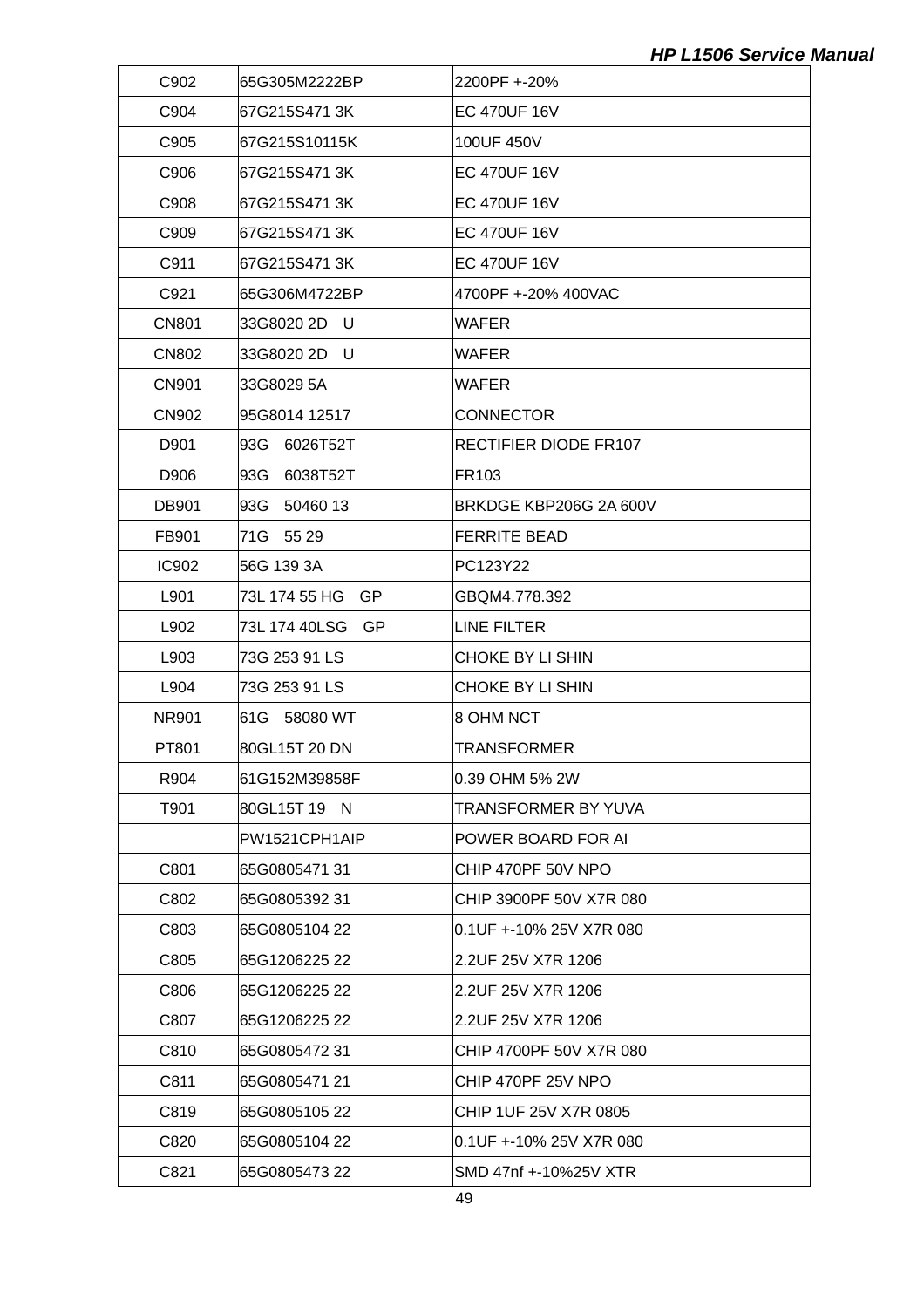| C902 | 65G305M2222BP | 2200PF +-20% |
|---|---|---|
| C904 | 67G215S471 3K | EC 470UF 16V |
| C905 | 67G215S10115K | 100UF 450V |
| C906 | 67G215S471 3K | EC 470UF 16V |
| C908 | 67G215S471 3K | EC 470UF 16V |
| C909 | 67G215S471 3K | EC 470UF 16V |
| C911 | 67G215S471 3K | EC 470UF 16V |
| C921 | 65G306M4722BP | 4700PF +-20% 400VAC |
| CN801 | 33G8020 2D U | WAFER |
| CN802 | 33G8020 2D U | WAFER |
| CN901 | 33G8029 5A | WAFER |
| CN902 | 95G8014 12517 | CONNECTOR |
| D901 | 93G 6026T52T | RECTIFIER DIODE FR107 |
| D906 | 93G 6038T52T | FR103 |
| DB901 | 93G 50460 13 | BRKDGE KBP206G 2A 600V |
| FB901 | 71G 55 29 | FERRITE BEAD |
| IC902 | 56G 139 3A | PC123Y22 |
| L901 | 73L 174 55 HG GP | GBQM4.778.392 |
| L902 | 73L 174 40LSG GP | LINE FILTER |
| L903 | 73G 253 91 LS | CHOKE BY LI SHIN |
| L904 | 73G 253 91 LS | CHOKE BY LI SHIN |
| NR901 | 61G 58080 WT | 8 OHM NCT |
| PT801 | 80GL15T 20 DN | TRANSFORMER |
| R904 | 61G152M39858F | 0.39 OHM 5% 2W |
| T901 | 80GL15T 19 N | TRANSFORMER BY YUVA |
| | PW1521CPH1AIP | POWER BOARD FOR AI |
| C801 | 65G0805471 31 | CHIP 470PF 50V NPO |
| C802 | 65G0805392 31 | CHIP 3900PF 50V X7R 080 |
| C803 | 65G0805104 22 | 0.1UF +-10% 25V X7R 080 |
| C805 | 65G1206225 22 | 2.2UF 25V X7R 1206 |
| C806 | 65G1206225 22 | 2.2UF 25V X7R 1206 |
| C807 | 65G1206225 22 | 2.2UF 25V X7R 1206 |
| C810 | 65G0805472 31 | CHIP 4700PF 50V X7R 080 |
| C811 | 65G0805471 21 | CHIP 470PF 25V NPO |
| C819 | 65G0805105 22 | CHIP 1UF 25V X7R 0805 |
| C820 | 65G0805104 22 | 0.1UF +-10% 25V X7R 080 |
| C821 | 65G0805473 22 | SMD 47nf +-10%25V XTR |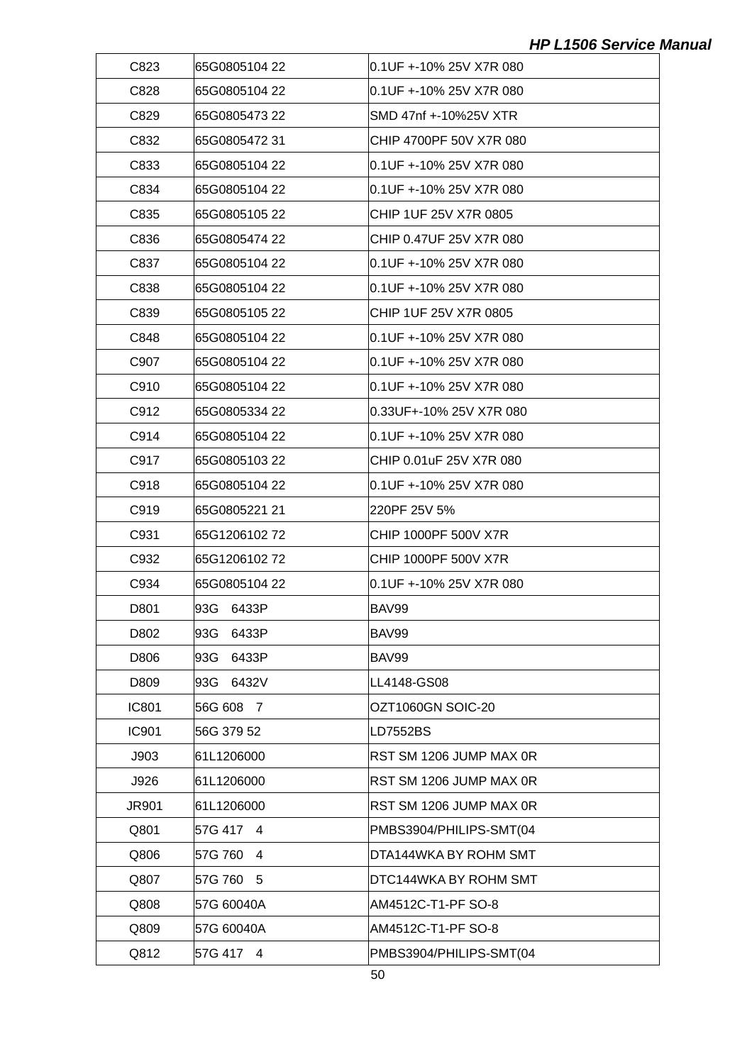| C823 | 65G0805104 22 | 0.1UF +-10% 25V X7R 080 |
|---|---|---|
| C828 | 65G0805104 22 | 0.1UF +-10% 25V X7R 080 |
| C829 | 65G0805473 22 | SMD 47nf +-10%25V XTR |
| C832 | 65G0805472 31 | CHIP 4700PF 50V X7R 080 |
| C833 | 65G0805104 22 | 0.1UF +-10% 25V X7R 080 |
| C834 | 65G0805104 22 | 0.1UF +-10% 25V X7R 080 |
| C835 | 65G0805105 22 | CHIP 1UF 25V X7R 0805 |
| C836 | 65G0805474 22 | CHIP 0.47UF 25V X7R 080 |
| C837 | 65G0805104 22 | 0.1UF +-10% 25V X7R 080 |
| C838 | 65G0805104 22 | 0.1UF +-10% 25V X7R 080 |
| C839 | 65G0805105 22 | CHIP 1UF 25V X7R 0805 |
| C848 | 65G0805104 22 | 0.1UF +-10% 25V X7R 080 |
| C907 | 65G0805104 22 | 0.1UF +-10% 25V X7R 080 |
| C910 | 65G0805104 22 | 0.1UF +-10% 25V X7R 080 |
| C912 | 65G0805334 22 | 0.33UF+-10% 25V X7R 080 |
| C914 | 65G0805104 22 | 0.1UF +-10% 25V X7R 080 |
| C917 | 65G0805103 22 | CHIP 0.01uF 25V X7R 080 |
| C918 | 65G0805104 22 | 0.1UF +-10% 25V X7R 080 |
| C919 | 65G0805221 21 | 220PF 25V 5% |
| C931 | 65G1206102 72 | CHIP 1000PF 500V X7R |
| C932 | 65G1206102 72 | CHIP 1000PF 500V X7R |
| C934 | 65G0805104 22 | 0.1UF +-10% 25V X7R 080 |
| D801 | 93G 6433P | BAV99 |
| D802 | 93G 6433P | BAV99 |
| D806 | 93G 6433P | BAV99 |
| D809 | 93G 6432V | LL4148-GS08 |
| IC801 | 56G 608 7 | OZT1060GN SOIC-20 |
| IC901 | 56G 379 52 | LD7552BS |
| J903 | 61L1206000 | RST SM 1206 JUMP MAX 0R |
| J926 | 61L1206000 | RST SM 1206 JUMP MAX 0R |
| JR901 | 61L1206000 | RST SM 1206 JUMP MAX 0R |
| Q801 | 57G 417 4 | PMBS3904/PHILIPS-SMT(04 |
| Q806 | 57G 760 4 | DTA144WKA BY ROHM SMT |
| Q807 | 57G 760 5 | DTC144WKA BY ROHM SMT |
| Q808 | 57G 60040A | AM4512C-T1-PF SO-8 |
| Q809 | 57G 60040A | AM4512C-T1-PF SO-8 |
| Q812 | 57G 417 4 | PMBS3904/PHILIPS-SMT(04 |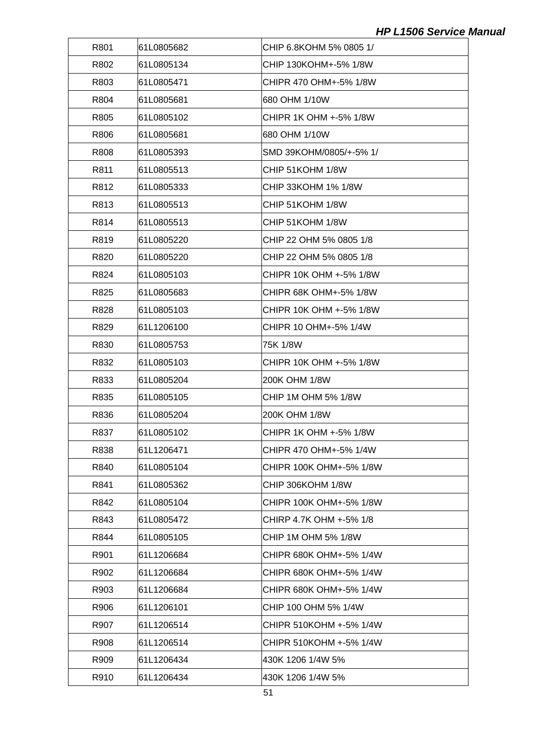| R801 | 61L0805682 | CHIP 6.8KOHM 5% 0805 1/ |
|---|---|---|
| R802 | 61L0805134 | CHIP 130KOHM+-5% 1/8W |
| R803 | 61L0805471 | CHIPR 470 OHM+-5% 1/8W |
| R804 | 61L0805681 | 680 OHM 1/10W |
| R805 | 61L0805102 | CHIPR 1K OHM +-5% 1/8W |
| R806 | 61L0805681 | 680 OHM 1/10W |
| R808 | 61L0805393 | SMD 39KOHM/0805/+-5% 1/ |
| R811 | 61L0805513 | CHIP 51KOHM 1/8W |
| R812 | 61L0805333 | CHIP 33KOHM 1% 1/8W |
| R813 | 61L0805513 | CHIP 51KOHM 1/8W |
| R814 | 61L0805513 | CHIP 51KOHM 1/8W |
| R819 | 61L0805220 | CHIP 22 OHM 5% 0805 1/8 |
| R820 | 61L0805220 | CHIP 22 OHM 5% 0805 1/8 |
| R824 | 61L0805103 | CHIPR 10K OHM +-5% 1/8W |
| R825 | 61L0805683 | CHIPR 68K OHM+-5% 1/8W |
| R828 | 61L0805103 | CHIPR 10K OHM +-5% 1/8W |
| R829 | 61L1206100 | CHIPR 10 OHM+-5% 1/4W |
| R830 | 61L0805753 | 75K 1/8W |
| R832 | 61L0805103 | CHIPR 10K OHM +-5% 1/8W |
| R833 | 61L0805204 | 200K OHM 1/8W |
| R835 | 61L0805105 | CHIP 1M OHM 5% 1/8W |
| R836 | 61L0805204 | 200K OHM 1/8W |
| R837 | 61L0805102 | CHIPR 1K OHM +-5% 1/8W |
| R838 | 61L1206471 | CHIPR 470 OHM+-5% 1/4W |
| R840 | 61L0805104 | CHIPR 100K OHM+-5% 1/8W |
| R841 | 61L0805362 | CHIP 306KOHM 1/8W |
| R842 | 61L0805104 | CHIPR 100K OHM+-5% 1/8W |
| R843 | 61L0805472 | CHIRP 4.7K OHM +-5% 1/8 |
| R844 | 61L0805105 | CHIP 1M OHM 5% 1/8W |
| R901 | 61L1206684 | CHIPR 680K OHM+-5% 1/4W |
| R902 | 61L1206684 | CHIPR 680K OHM+-5% 1/4W |
| R903 | 61L1206684 | CHIPR 680K OHM+-5% 1/4W |
| R906 | 61L1206101 | CHIP 100 OHM 5% 1/4W |
| R907 | 61L1206514 | CHIPR 510KOHM +-5% 1/4W |
| R908 | 61L1206514 | CHIPR 510KOHM +-5% 1/4W |
| R909 | 61L1206434 | 430K 1206 1/4W 5% |
| R910 | 61L1206434 | 430K 1206 1/4W 5% |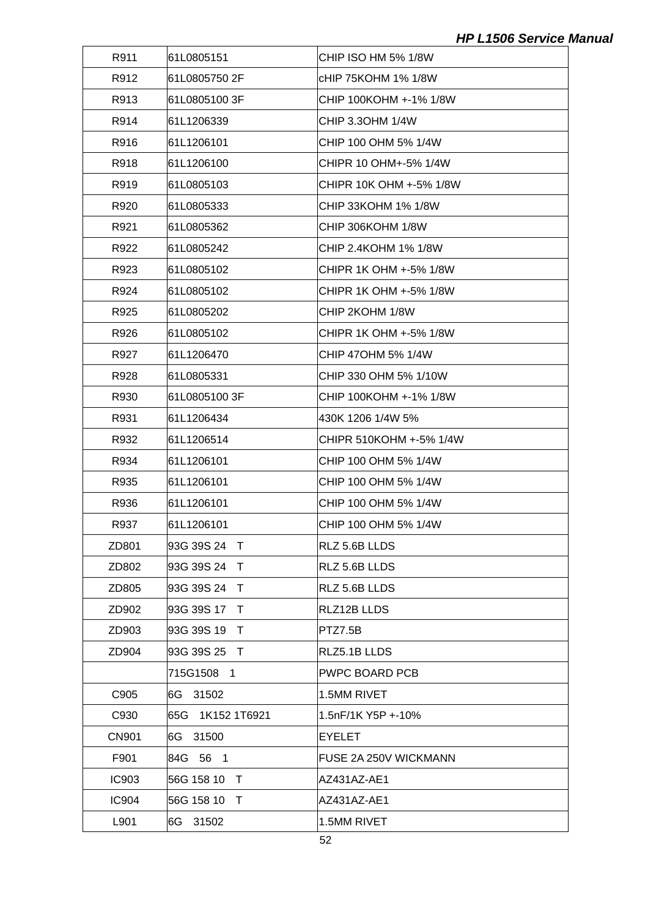| | | |
|---|---|---|
| R911 | 61L0805151 | CHIP ISO HM 5% 1/8W |
| R912 | 61L0805750 2F | cHIP 75KOHM 1% 1/8W |
| R913 | 61L0805100 3F | CHIP 100KOHM +-1% 1/8W |
| R914 | 61L1206339 | CHIP 3.3OHM 1/4W |
| R916 | 61L1206101 | CHIP 100 OHM 5% 1/4W |
| R918 | 61L1206100 | CHIPR 10 OHM+-5% 1/4W |
| R919 | 61L0805103 | CHIPR 10K OHM +-5% 1/8W |
| R920 | 61L0805333 | CHIP 33KOHM 1% 1/8W |
| R921 | 61L0805362 | CHIP 306KOHM 1/8W |
| R922 | 61L0805242 | CHIP 2.4KOHM 1% 1/8W |
| R923 | 61L0805102 | CHIPR 1K OHM +-5% 1/8W |
| R924 | 61L0805102 | CHIPR 1K OHM +-5% 1/8W |
| R925 | 61L0805202 | CHIP 2KOHM 1/8W |
| R926 | 61L0805102 | CHIPR 1K OHM +-5% 1/8W |
| R927 | 61L1206470 | CHIP 47OHM 5% 1/4W |
| R928 | 61L0805331 | CHIP 330 OHM 5% 1/10W |
| R930 | 61L0805100 3F | CHIP 100KOHM +-1% 1/8W |
| R931 | 61L1206434 | 430K 1206 1/4W 5% |
| R932 | 61L1206514 | CHIPR 510KOHM +-5% 1/4W |
| R934 | 61L1206101 | CHIP 100 OHM 5% 1/4W |
| R935 | 61L1206101 | CHIP 100 OHM 5% 1/4W |
| R936 | 61L1206101 | CHIP 100 OHM 5% 1/4W |
| R937 | 61L1206101 | CHIP 100 OHM 5% 1/4W |
| ZD801 | 93G 39S 24 T | RLZ 5.6B LLDS |
| ZD802 | 93G 39S 24 T | RLZ 5.6B LLDS |
| ZD805 | 93G 39S 24 T | RLZ 5.6B LLDS |
| ZD902 | 93G 39S 17 T | RLZ12B LLDS |
| ZD903 | 93G 39S 19 T | PTZ7.5B |
| ZD904 | 93G 39S 25 T | RLZ5.1B LLDS |
| | 715G1508 1 | PWPC BOARD PCB |
| C905 | 6G 31502 | 1.5MM RIVET |
| C930 | 65G 1K152 1T6921 | 1.5nF/1K Y5P +-10% |
| CN901 | 6G 31500 | EYELET |
| F901 | 84G 56 1 | FUSE 2A 250V WICKMANN |
| IC903 | 56G 158 10 T | AZ431AZ-AE1 |
| IC904 | 56G 158 10 T | AZ431AZ-AE1 |
| L901 | 6G 31502 | 1.5MM RIVET |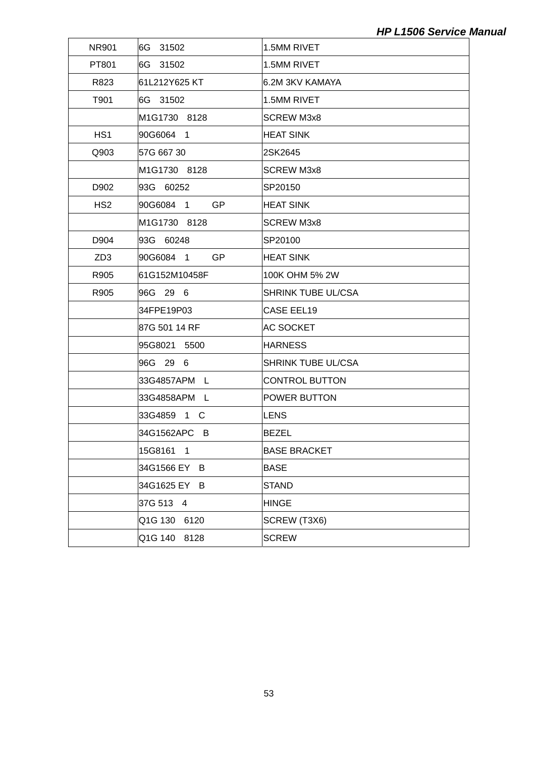| | | |
|---|---|---|
| NR901 | 6G 31502 | 1.5MM RIVET |
| PT801 | 6G 31502 | 1.5MM RIVET |
| R823 | 61L212Y625 KT | 6.2M 3KV KAMAYA |
| T901 | 6G 31502 | 1.5MM RIVET |
| | M1G1730 8128 | SCREW M3x8 |
| HS1 | 90G6064 1 | HEAT SINK |
| Q903 | 57G 667 30 | 2SK2645 |
| | M1G1730 8128 | SCREW M3x8 |
| D902 | 93G 60252 | SP20150 |
| HS2 | 90G6084 1 GP | HEAT SINK |
| | M1G1730 8128 | SCREW M3x8 |
| D904 | 93G 60248 | SP20100 |
| ZD3 | 90G6084 1 GP | HEAT SINK |
| R905 | 61G152M10458F | 100K OHM 5% 2W |
| R905 | 96G 29 6 | SHRINK TUBE UL/CSA |
| | 34FPE19P03 | CASE EEL19 |
| | 87G 501 14 RF | AC SOCKET |
| | 95G8021 5500 | HARNESS |
| | 96G 29 6 | SHRINK TUBE UL/CSA |
| | 33G4857APM L | CONTROL BUTTON |
| | 33G4858APM L | POWER BUTTON |
| | 33G4859 1 C | LENS |
| | 34G1562APC B | BEZEL |
| | 15G8161 1 | BASE BRACKET |
| | 34G1566 EY B | BASE |
| | 34G1625 EY B | STAND |
| | 37G 513 4 | HINGE |
| | Q1G 130 6120 | SCREW (T3X6) |
| | Q1G 140 8128 | SCREW |